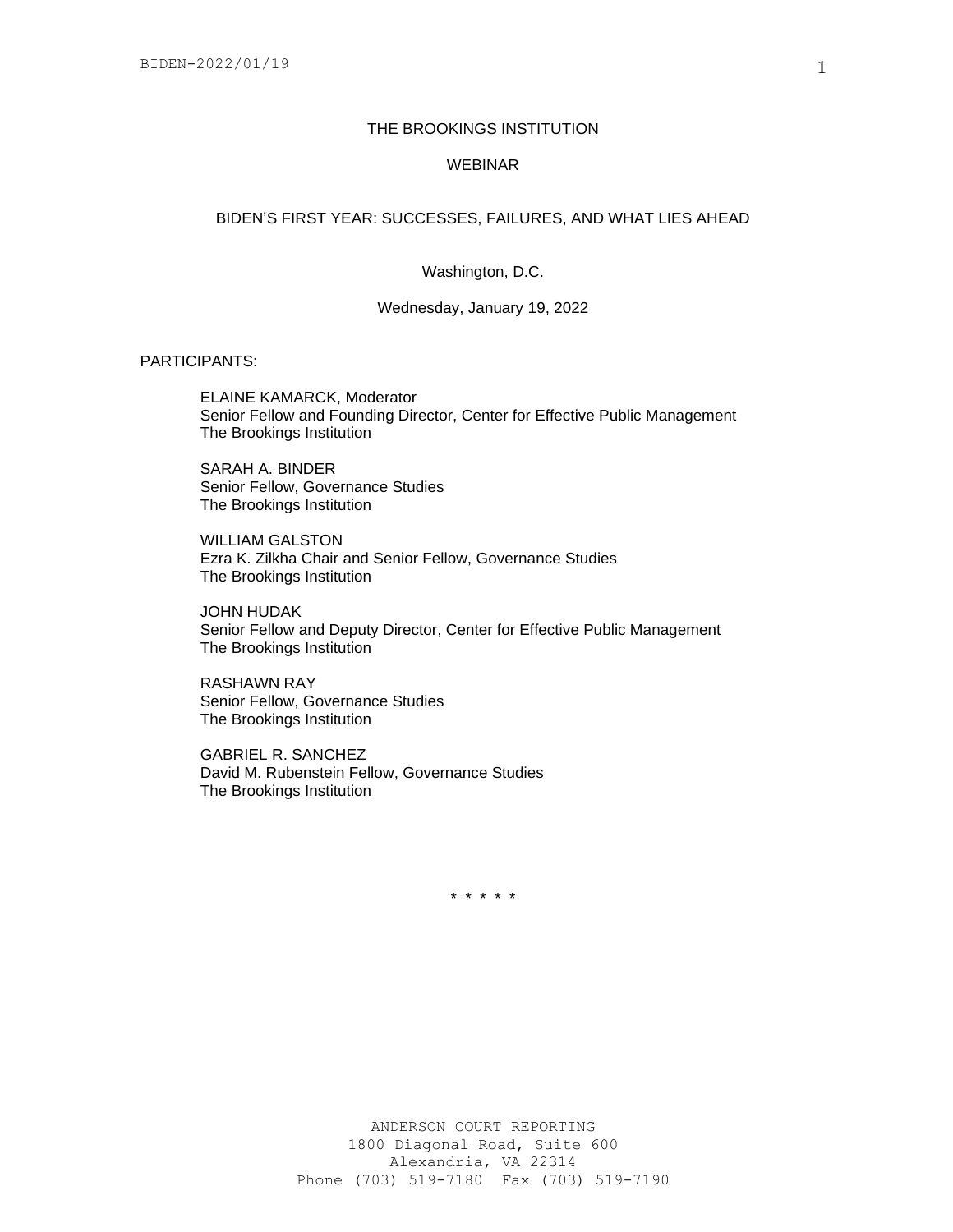THE BROOKINGS INSTITUTION

WEBINAR

BIDEN'S FIRST YEAR: SUCCESSES, FAILURES, AND WHAT LIES AHEAD

Washington, D.C.

Wednesday, January 19, 2022

PARTICIPANTS:

ELAINE KAMARCK, Moderator
Senior Fellow and Founding Director, Center for Effective Public Management
The Brookings Institution

SARAH A. BINDER
Senior Fellow, Governance Studies
The Brookings Institution

WILLIAM GALSTON
Ezra K. Zilkha Chair and Senior Fellow, Governance Studies
The Brookings Institution

JOHN HUDAK
Senior Fellow and Deputy Director, Center for Effective Public Management
The Brookings Institution

RASHAWN RAY
Senior Fellow, Governance Studies
The Brookings Institution

GABRIEL R. SANCHEZ
David M. Rubenstein Fellow, Governance Studies
The Brookings Institution

\* \* \* \* \*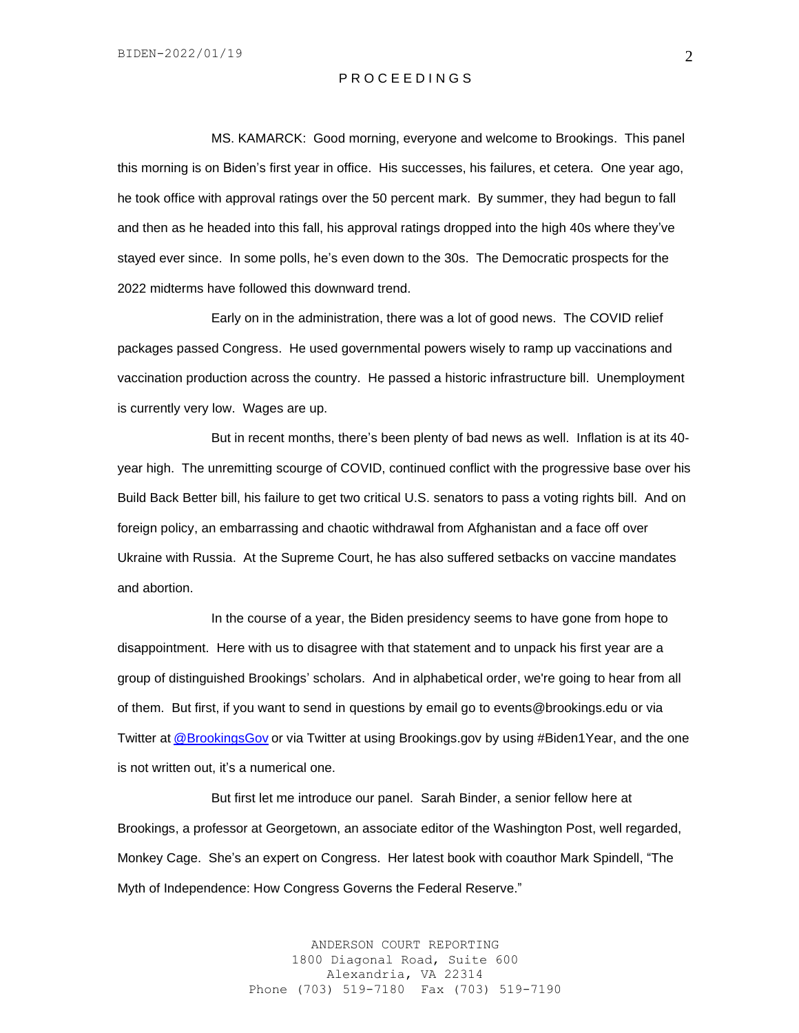P R O C E E D I N G S

MS. KAMARCK: Good morning, everyone and welcome to Brookings. This panel this morning is on Biden's first year in office. His successes, his failures, et cetera. One year ago, he took office with approval ratings over the 50 percent mark. By summer, they had begun to fall and then as he headed into this fall, his approval ratings dropped into the high 40s where they've stayed ever since. In some polls, he's even down to the 30s. The Democratic prospects for the 2022 midterms have followed this downward trend.

Early on in the administration, there was a lot of good news. The COVID relief packages passed Congress. He used governmental powers wisely to ramp up vaccinations and vaccination production across the country. He passed a historic infrastructure bill. Unemployment is currently very low. Wages are up.

But in recent months, there's been plenty of bad news as well. Inflation is at its 40-year high. The unremitting scourge of COVID, continued conflict with the progressive base over his Build Back Better bill, his failure to get two critical U.S. senators to pass a voting rights bill. And on foreign policy, an embarrassing and chaotic withdrawal from Afghanistan and a face off over Ukraine with Russia. At the Supreme Court, he has also suffered setbacks on vaccine mandates and abortion.

In the course of a year, the Biden presidency seems to have gone from hope to disappointment. Here with us to disagree with that statement and to unpack his first year are a group of distinguished Brookings' scholars. And in alphabetical order, we're going to hear from all of them. But first, if you want to send in questions by email go to events@brookings.edu or via Twitter at @BrookingsGov or via Twitter at using Brookings.gov by using #Biden1Year, and the one is not written out, it's a numerical one.

But first let me introduce our panel. Sarah Binder, a senior fellow here at Brookings, a professor at Georgetown, an associate editor of the Washington Post, well regarded, Monkey Cage. She's an expert on Congress. Her latest book with coauthor Mark Spindell, "The Myth of Independence: How Congress Governs the Federal Reserve."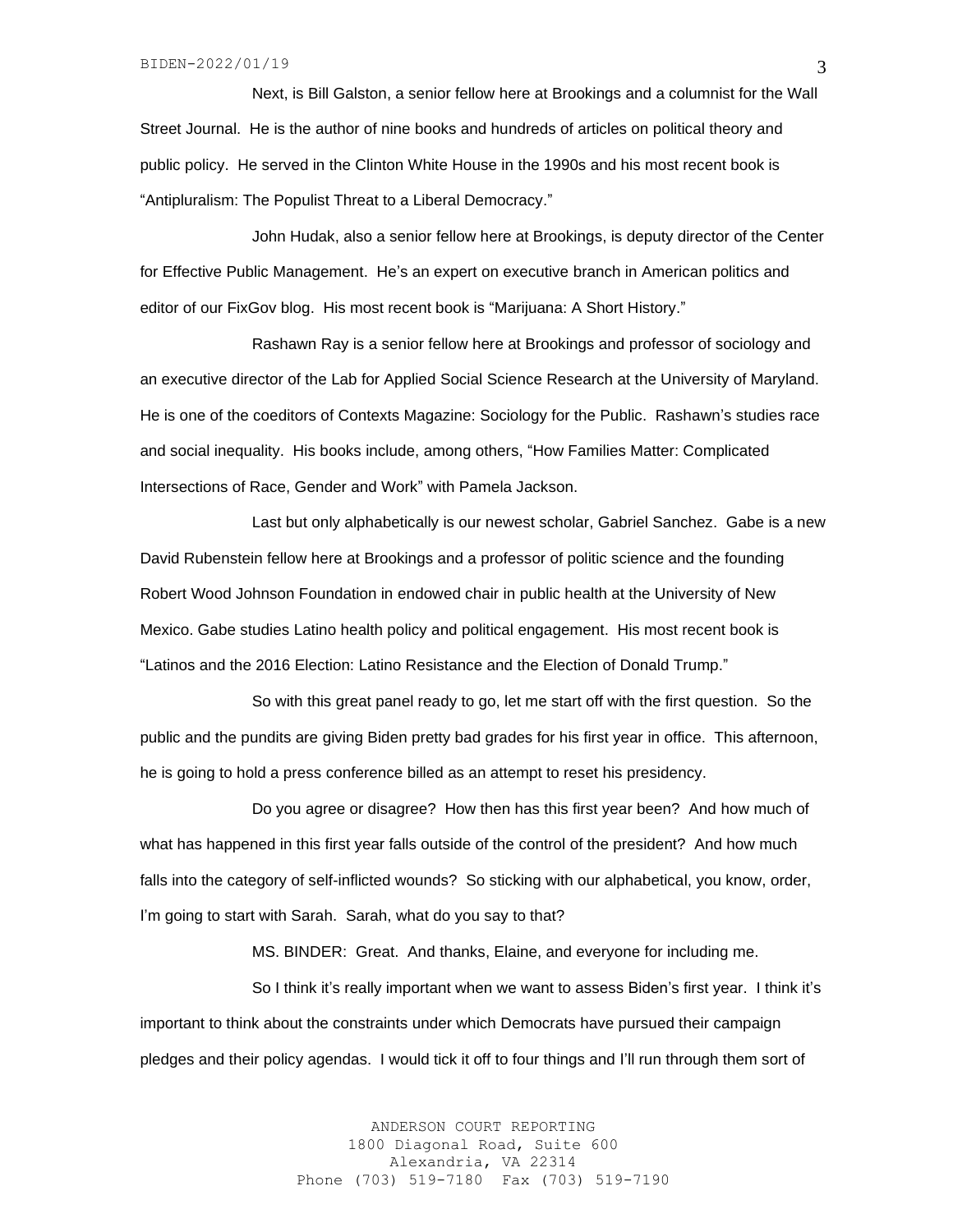Next, is Bill Galston, a senior fellow here at Brookings and a columnist for the Wall Street Journal. He is the author of nine books and hundreds of articles on political theory and public policy. He served in the Clinton White House in the 1990s and his most recent book is "Antipluralism: The Populist Threat to a Liberal Democracy."

John Hudak, also a senior fellow here at Brookings, is deputy director of the Center for Effective Public Management. He's an expert on executive branch in American politics and editor of our FixGov blog. His most recent book is "Marijuana: A Short History."

Rashawn Ray is a senior fellow here at Brookings and professor of sociology and an executive director of the Lab for Applied Social Science Research at the University of Maryland. He is one of the coeditors of Contexts Magazine: Sociology for the Public. Rashawn's studies race and social inequality. His books include, among others, "How Families Matter: Complicated Intersections of Race, Gender and Work" with Pamela Jackson.

Last but only alphabetically is our newest scholar, Gabriel Sanchez. Gabe is a new David Rubenstein fellow here at Brookings and a professor of politic science and the founding Robert Wood Johnson Foundation in endowed chair in public health at the University of New Mexico. Gabe studies Latino health policy and political engagement. His most recent book is "Latinos and the 2016 Election: Latino Resistance and the Election of Donald Trump."

So with this great panel ready to go, let me start off with the first question. So the public and the pundits are giving Biden pretty bad grades for his first year in office. This afternoon, he is going to hold a press conference billed as an attempt to reset his presidency.

Do you agree or disagree? How then has this first year been? And how much of what has happened in this first year falls outside of the control of the president? And how much falls into the category of self-inflicted wounds? So sticking with our alphabetical, you know, order, I'm going to start with Sarah. Sarah, what do you say to that?

MS. BINDER: Great. And thanks, Elaine, and everyone for including me.

So I think it's really important when we want to assess Biden's first year. I think it's important to think about the constraints under which Democrats have pursued their campaign pledges and their policy agendas. I would tick it off to four things and I'll run through them sort of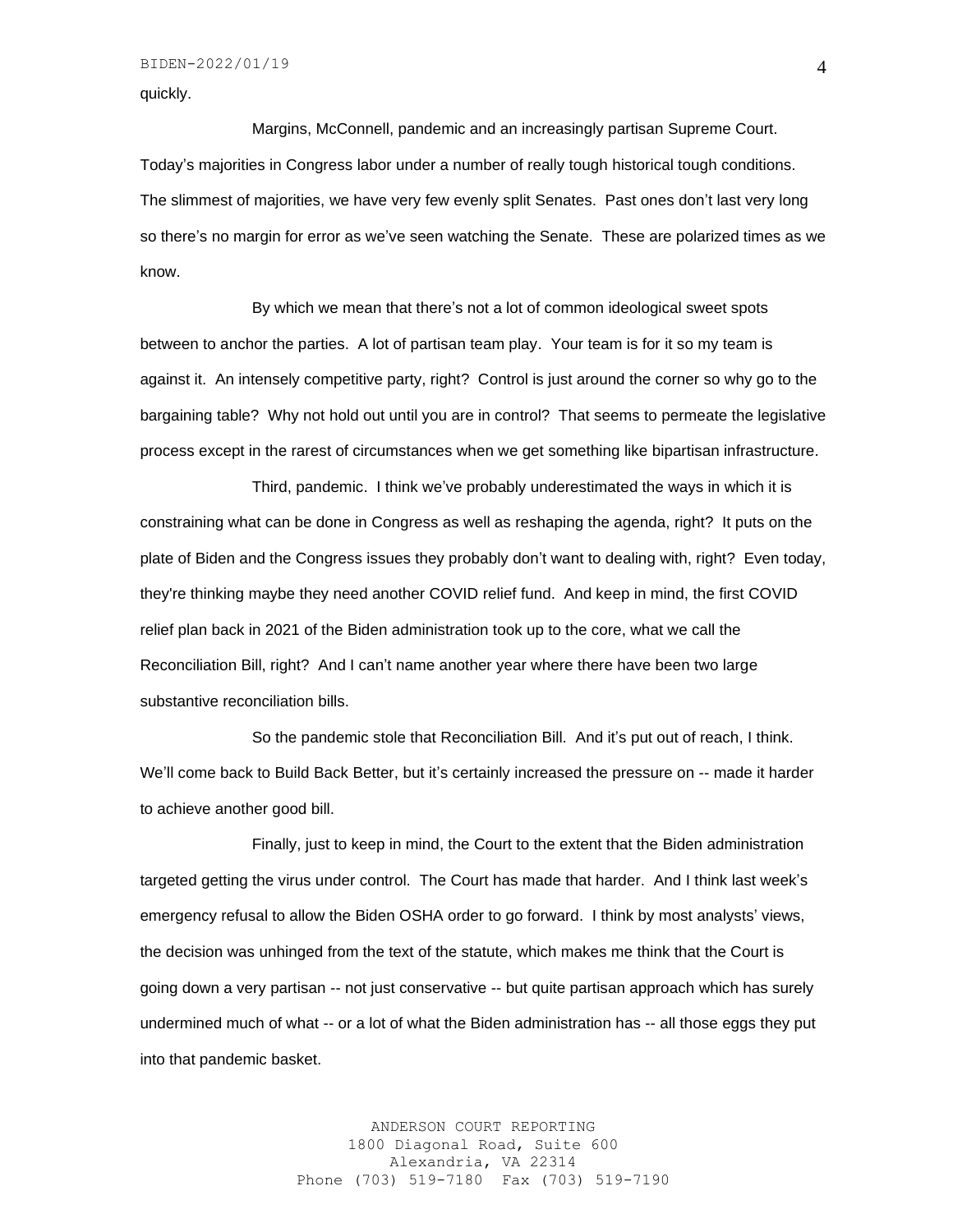quickly.

Margins, McConnell, pandemic and an increasingly partisan Supreme Court. Today's majorities in Congress labor under a number of really tough historical tough conditions. The slimmest of majorities, we have very few evenly split Senates. Past ones don't last very long so there's no margin for error as we've seen watching the Senate. These are polarized times as we know.

By which we mean that there's not a lot of common ideological sweet spots between to anchor the parties. A lot of partisan team play. Your team is for it so my team is against it. An intensely competitive party, right? Control is just around the corner so why go to the bargaining table? Why not hold out until you are in control? That seems to permeate the legislative process except in the rarest of circumstances when we get something like bipartisan infrastructure.

Third, pandemic. I think we've probably underestimated the ways in which it is constraining what can be done in Congress as well as reshaping the agenda, right? It puts on the plate of Biden and the Congress issues they probably don't want to dealing with, right? Even today, they're thinking maybe they need another COVID relief fund. And keep in mind, the first COVID relief plan back in 2021 of the Biden administration took up to the core, what we call the Reconciliation Bill, right? And I can't name another year where there have been two large substantive reconciliation bills.

So the pandemic stole that Reconciliation Bill. And it's put out of reach, I think. We'll come back to Build Back Better, but it's certainly increased the pressure on -- made it harder to achieve another good bill.

Finally, just to keep in mind, the Court to the extent that the Biden administration targeted getting the virus under control. The Court has made that harder. And I think last week's emergency refusal to allow the Biden OSHA order to go forward. I think by most analysts' views, the decision was unhinged from the text of the statute, which makes me think that the Court is going down a very partisan -- not just conservative -- but quite partisan approach which has surely undermined much of what -- or a lot of what the Biden administration has -- all those eggs they put into that pandemic basket.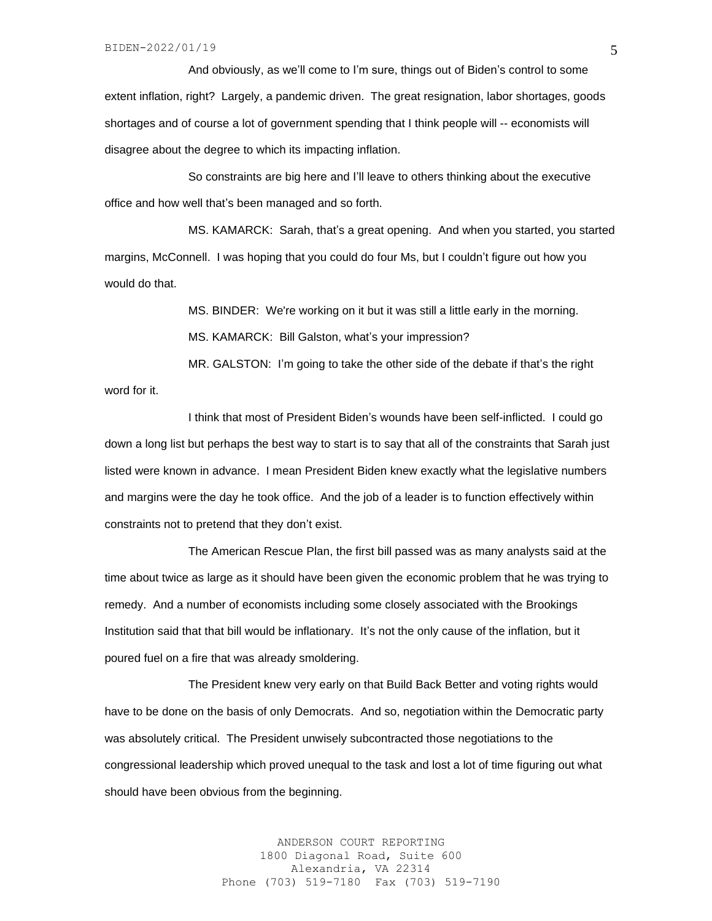And obviously, as we'll come to I'm sure, things out of Biden's control to some extent inflation, right? Largely, a pandemic driven. The great resignation, labor shortages, goods shortages and of course a lot of government spending that I think people will -- economists will disagree about the degree to which its impacting inflation.

So constraints are big here and I'll leave to others thinking about the executive office and how well that's been managed and so forth.

MS. KAMARCK: Sarah, that's a great opening. And when you started, you started margins, McConnell. I was hoping that you could do four Ms, but I couldn't figure out how you would do that.

MS. BINDER: We're working on it but it was still a little early in the morning.

MS. KAMARCK: Bill Galston, what's your impression?

MR. GALSTON: I'm going to take the other side of the debate if that's the right word for it.

I think that most of President Biden's wounds have been self-inflicted. I could go down a long list but perhaps the best way to start is to say that all of the constraints that Sarah just listed were known in advance. I mean President Biden knew exactly what the legislative numbers and margins were the day he took office. And the job of a leader is to function effectively within constraints not to pretend that they don't exist.

The American Rescue Plan, the first bill passed was as many analysts said at the time about twice as large as it should have been given the economic problem that he was trying to remedy. And a number of economists including some closely associated with the Brookings Institution said that that bill would be inflationary. It's not the only cause of the inflation, but it poured fuel on a fire that was already smoldering.

The President knew very early on that Build Back Better and voting rights would have to be done on the basis of only Democrats. And so, negotiation within the Democratic party was absolutely critical. The President unwisely subcontracted those negotiations to the congressional leadership which proved unequal to the task and lost a lot of time figuring out what should have been obvious from the beginning.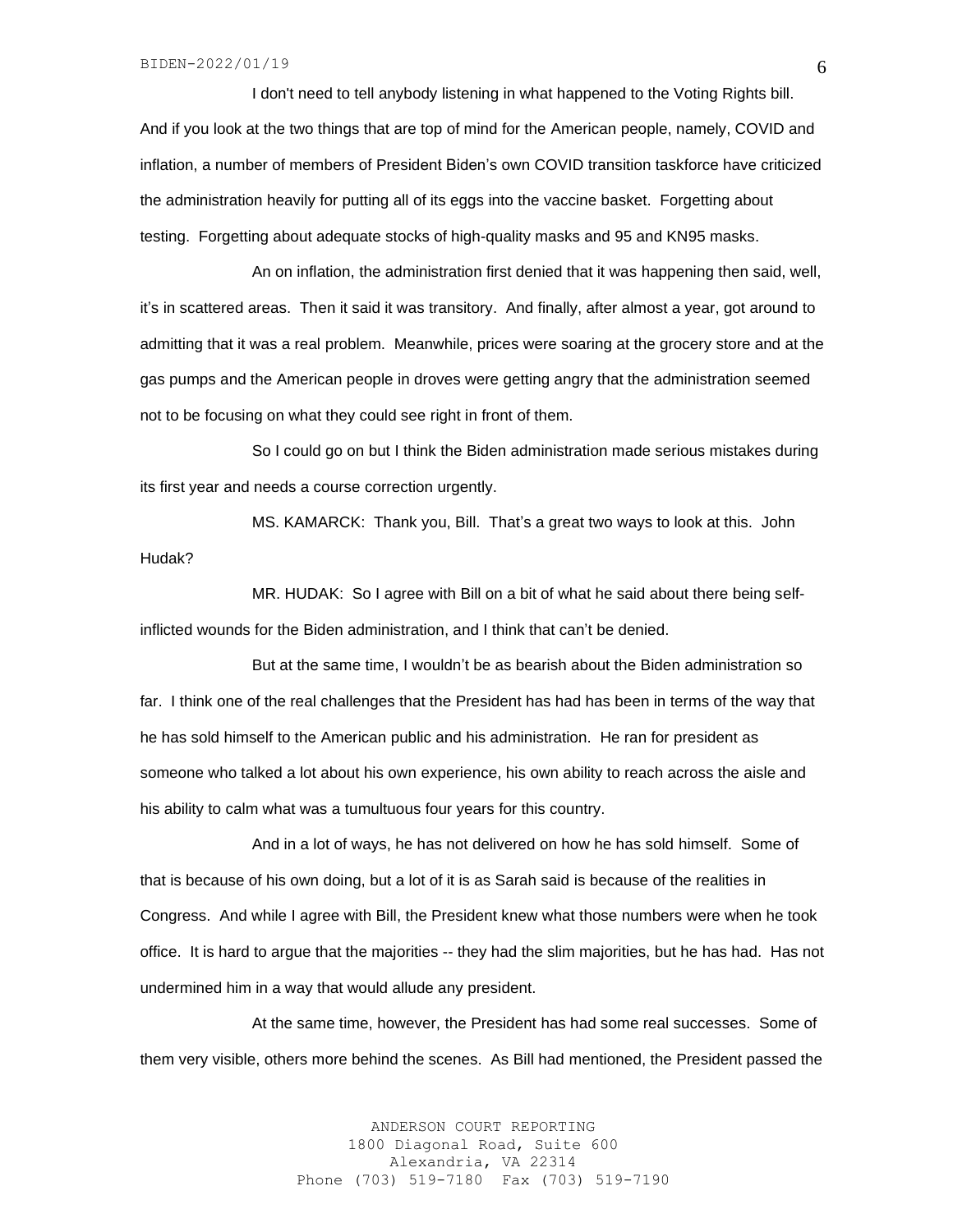I don't need to tell anybody listening in what happened to the Voting Rights bill. And if you look at the two things that are top of mind for the American people, namely, COVID and inflation, a number of members of President Biden's own COVID transition taskforce have criticized the administration heavily for putting all of its eggs into the vaccine basket. Forgetting about testing. Forgetting about adequate stocks of high-quality masks and 95 and KN95 masks.

An on inflation, the administration first denied that it was happening then said, well, it's in scattered areas. Then it said it was transitory. And finally, after almost a year, got around to admitting that it was a real problem. Meanwhile, prices were soaring at the grocery store and at the gas pumps and the American people in droves were getting angry that the administration seemed not to be focusing on what they could see right in front of them.

So I could go on but I think the Biden administration made serious mistakes during its first year and needs a course correction urgently.

MS. KAMARCK: Thank you, Bill. That's a great two ways to look at this. John Hudak?

MR. HUDAK: So I agree with Bill on a bit of what he said about there being self-inflicted wounds for the Biden administration, and I think that can't be denied.

But at the same time, I wouldn't be as bearish about the Biden administration so far. I think one of the real challenges that the President has had has been in terms of the way that he has sold himself to the American public and his administration. He ran for president as someone who talked a lot about his own experience, his own ability to reach across the aisle and his ability to calm what was a tumultuous four years for this country.

And in a lot of ways, he has not delivered on how he has sold himself. Some of that is because of his own doing, but a lot of it is as Sarah said is because of the realities in Congress. And while I agree with Bill, the President knew what those numbers were when he took office. It is hard to argue that the majorities -- they had the slim majorities, but he has had. Has not undermined him in a way that would allude any president.

At the same time, however, the President has had some real successes. Some of them very visible, others more behind the scenes. As Bill had mentioned, the President passed the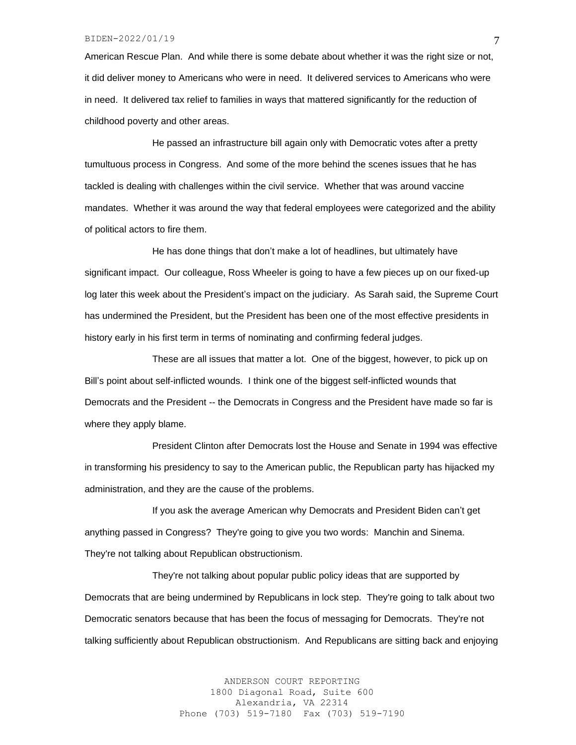American Rescue Plan. And while there is some debate about whether it was the right size or not, it did deliver money to Americans who were in need. It delivered services to Americans who were in need. It delivered tax relief to families in ways that mattered significantly for the reduction of childhood poverty and other areas.

He passed an infrastructure bill again only with Democratic votes after a pretty tumultuous process in Congress. And some of the more behind the scenes issues that he has tackled is dealing with challenges within the civil service. Whether that was around vaccine mandates. Whether it was around the way that federal employees were categorized and the ability of political actors to fire them.

He has done things that don't make a lot of headlines, but ultimately have significant impact. Our colleague, Ross Wheeler is going to have a few pieces up on our fixed-up log later this week about the President's impact on the judiciary. As Sarah said, the Supreme Court has undermined the President, but the President has been one of the most effective presidents in history early in his first term in terms of nominating and confirming federal judges.

These are all issues that matter a lot. One of the biggest, however, to pick up on Bill's point about self-inflicted wounds. I think one of the biggest self-inflicted wounds that Democrats and the President -- the Democrats in Congress and the President have made so far is where they apply blame.

President Clinton after Democrats lost the House and Senate in 1994 was effective in transforming his presidency to say to the American public, the Republican party has hijacked my administration, and they are the cause of the problems.

If you ask the average American why Democrats and President Biden can't get anything passed in Congress? They're going to give you two words: Manchin and Sinema. They're not talking about Republican obstructionism.

They're not talking about popular public policy ideas that are supported by Democrats that are being undermined by Republicans in lock step. They're going to talk about two Democratic senators because that has been the focus of messaging for Democrats. They're not talking sufficiently about Republican obstructionism. And Republicans are sitting back and enjoying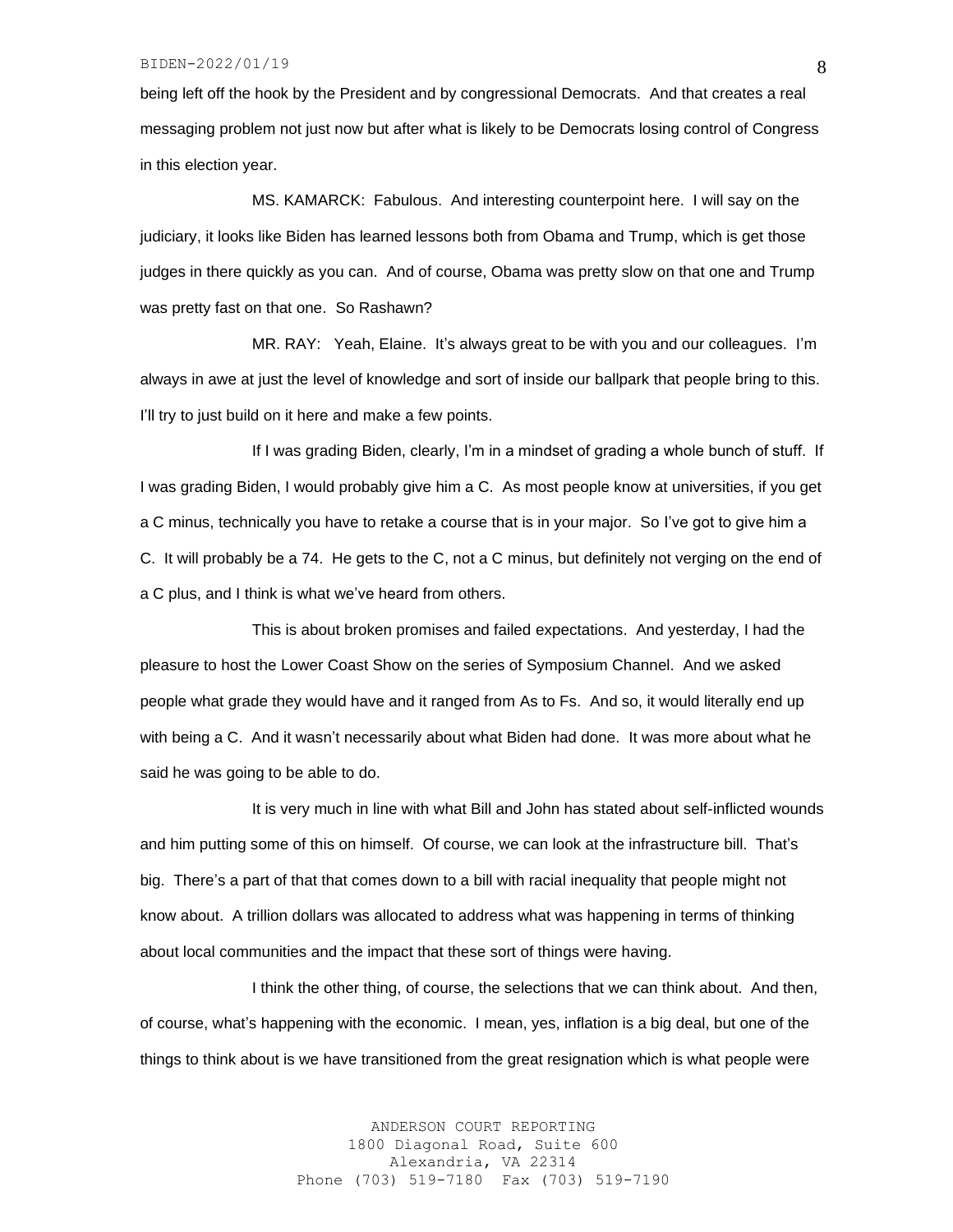being left off the hook by the President and by congressional Democrats. And that creates a real messaging problem not just now but after what is likely to be Democrats losing control of Congress in this election year.

MS. KAMARCK: Fabulous. And interesting counterpoint here. I will say on the judiciary, it looks like Biden has learned lessons both from Obama and Trump, which is get those judges in there quickly as you can. And of course, Obama was pretty slow on that one and Trump was pretty fast on that one. So Rashawn?

MR. RAY: Yeah, Elaine. It's always great to be with you and our colleagues. I'm always in awe at just the level of knowledge and sort of inside our ballpark that people bring to this. I'll try to just build on it here and make a few points.

If I was grading Biden, clearly, I'm in a mindset of grading a whole bunch of stuff. If I was grading Biden, I would probably give him a C. As most people know at universities, if you get a C minus, technically you have to retake a course that is in your major. So I've got to give him a C. It will probably be a 74. He gets to the C, not a C minus, but definitely not verging on the end of a C plus, and I think is what we've heard from others.

This is about broken promises and failed expectations. And yesterday, I had the pleasure to host the Lower Coast Show on the series of Symposium Channel. And we asked people what grade they would have and it ranged from As to Fs. And so, it would literally end up with being a C. And it wasn't necessarily about what Biden had done. It was more about what he said he was going to be able to do.

It is very much in line with what Bill and John has stated about self-inflicted wounds and him putting some of this on himself. Of course, we can look at the infrastructure bill. That's big. There's a part of that that comes down to a bill with racial inequality that people might not know about. A trillion dollars was allocated to address what was happening in terms of thinking about local communities and the impact that these sort of things were having.

I think the other thing, of course, the selections that we can think about. And then, of course, what's happening with the economic. I mean, yes, inflation is a big deal, but one of the things to think about is we have transitioned from the great resignation which is what people were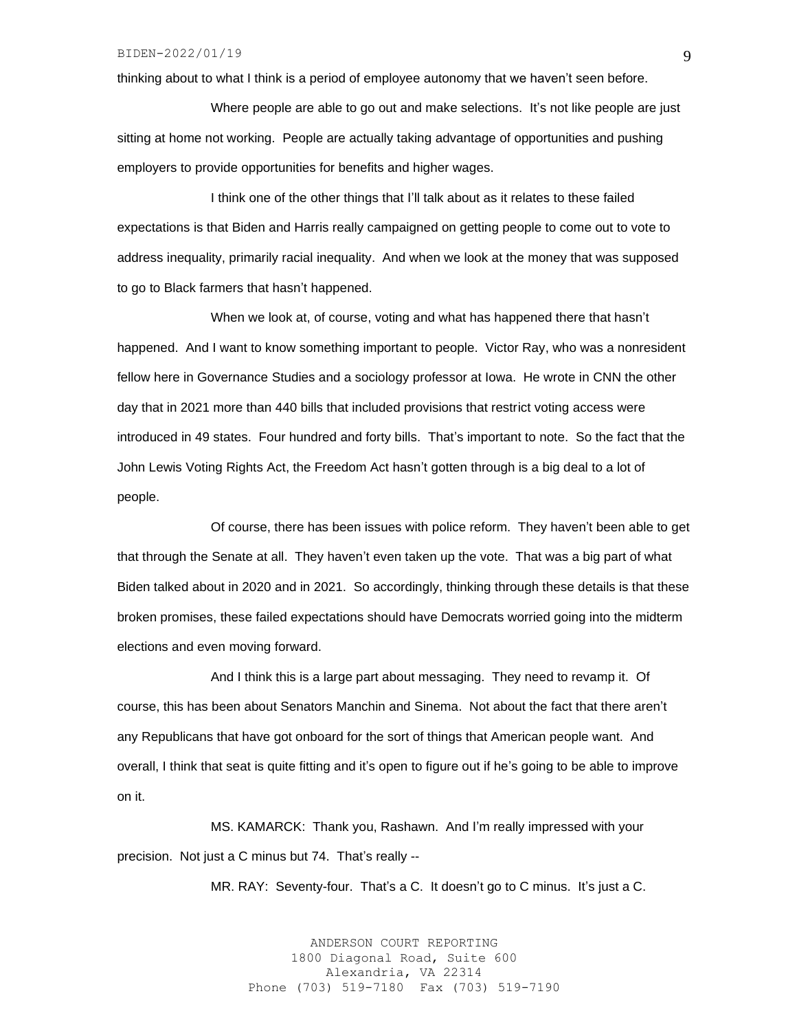thinking about to what I think is a period of employee autonomy that we haven't seen before.

Where people are able to go out and make selections. It's not like people are just sitting at home not working. People are actually taking advantage of opportunities and pushing employers to provide opportunities for benefits and higher wages.

I think one of the other things that I'll talk about as it relates to these failed expectations is that Biden and Harris really campaigned on getting people to come out to vote to address inequality, primarily racial inequality. And when we look at the money that was supposed to go to Black farmers that hasn't happened.

When we look at, of course, voting and what has happened there that hasn't happened. And I want to know something important to people. Victor Ray, who was a nonresident fellow here in Governance Studies and a sociology professor at Iowa. He wrote in CNN the other day that in 2021 more than 440 bills that included provisions that restrict voting access were introduced in 49 states. Four hundred and forty bills. That's important to note. So the fact that the John Lewis Voting Rights Act, the Freedom Act hasn't gotten through is a big deal to a lot of people.

Of course, there has been issues with police reform. They haven't been able to get that through the Senate at all. They haven't even taken up the vote. That was a big part of what Biden talked about in 2020 and in 2021. So accordingly, thinking through these details is that these broken promises, these failed expectations should have Democrats worried going into the midterm elections and even moving forward.

And I think this is a large part about messaging. They need to revamp it. Of course, this has been about Senators Manchin and Sinema. Not about the fact that there aren't any Republicans that have got onboard for the sort of things that American people want. And overall, I think that seat is quite fitting and it's open to figure out if he's going to be able to improve on it.

MS. KAMARCK: Thank you, Rashawn. And I'm really impressed with your precision. Not just a C minus but 74. That's really --

MR. RAY: Seventy-four. That's a C. It doesn't go to C minus. It's just a C.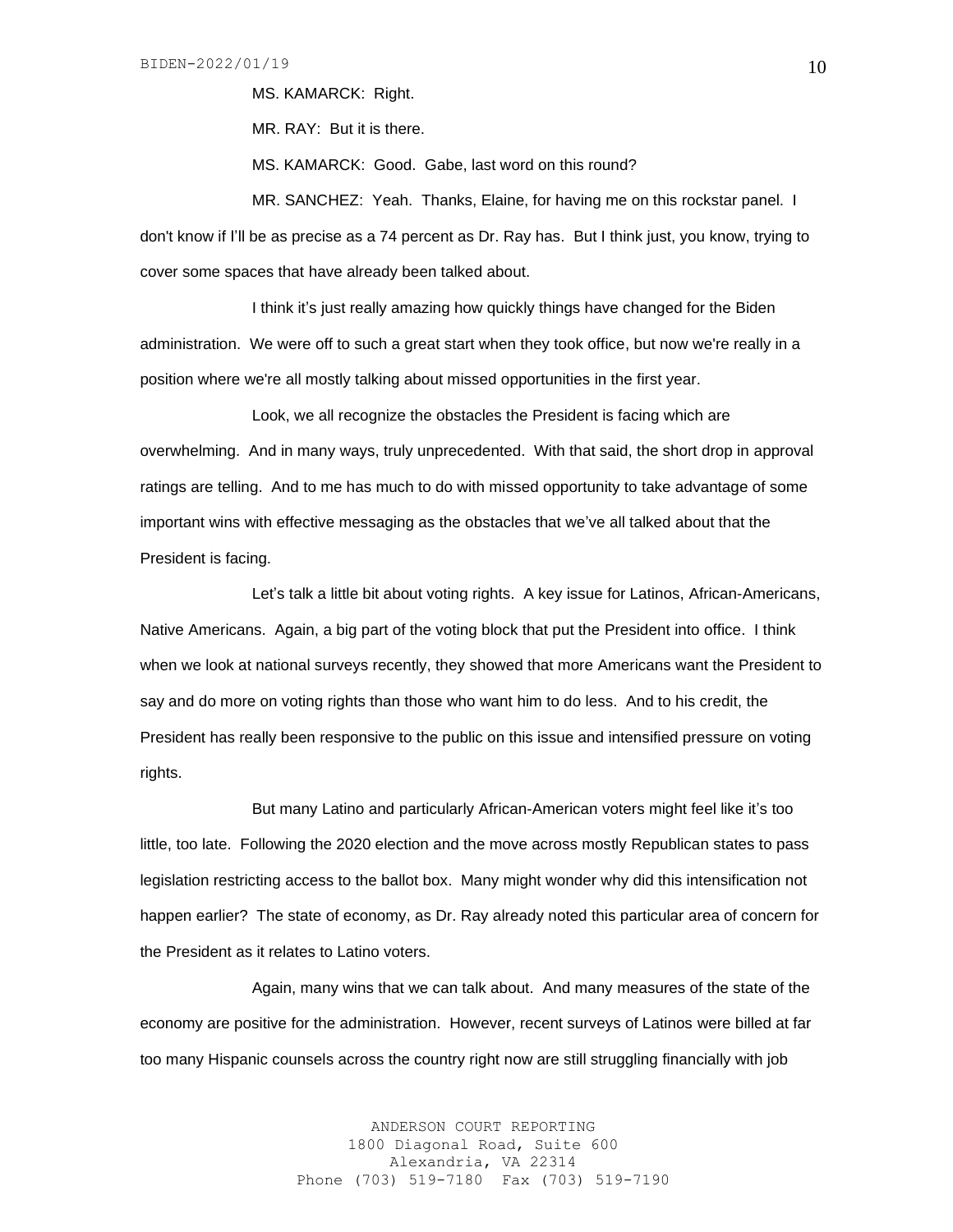MS. KAMARCK: Right.

MR. RAY: But it is there.

MS. KAMARCK: Good. Gabe, last word on this round?

MR. SANCHEZ: Yeah. Thanks, Elaine, for having me on this rockstar panel. I don't know if I'll be as precise as a 74 percent as Dr. Ray has. But I think just, you know, trying to cover some spaces that have already been talked about.

I think it's just really amazing how quickly things have changed for the Biden administration. We were off to such a great start when they took office, but now we're really in a position where we're all mostly talking about missed opportunities in the first year.

Look, we all recognize the obstacles the President is facing which are overwhelming. And in many ways, truly unprecedented. With that said, the short drop in approval ratings are telling. And to me has much to do with missed opportunity to take advantage of some important wins with effective messaging as the obstacles that we've all talked about that the President is facing.

Let's talk a little bit about voting rights. A key issue for Latinos, African-Americans, Native Americans. Again, a big part of the voting block that put the President into office. I think when we look at national surveys recently, they showed that more Americans want the President to say and do more on voting rights than those who want him to do less. And to his credit, the President has really been responsive to the public on this issue and intensified pressure on voting rights.

But many Latino and particularly African-American voters might feel like it's too little, too late. Following the 2020 election and the move across mostly Republican states to pass legislation restricting access to the ballot box. Many might wonder why did this intensification not happen earlier? The state of economy, as Dr. Ray already noted this particular area of concern for the President as it relates to Latino voters.

Again, many wins that we can talk about. And many measures of the state of the economy are positive for the administration. However, recent surveys of Latinos were billed at far too many Hispanic counsels across the country right now are still struggling financially with job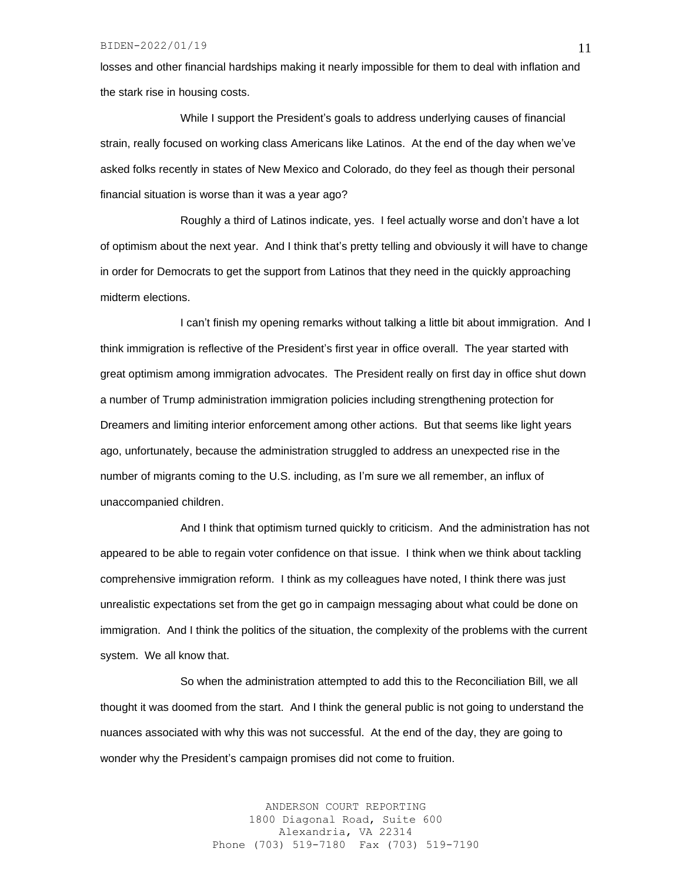losses and other financial hardships making it nearly impossible for them to deal with inflation and the stark rise in housing costs.

While I support the President's goals to address underlying causes of financial strain, really focused on working class Americans like Latinos. At the end of the day when we've asked folks recently in states of New Mexico and Colorado, do they feel as though their personal financial situation is worse than it was a year ago?

Roughly a third of Latinos indicate, yes. I feel actually worse and don't have a lot of optimism about the next year. And I think that's pretty telling and obviously it will have to change in order for Democrats to get the support from Latinos that they need in the quickly approaching midterm elections.

I can't finish my opening remarks without talking a little bit about immigration. And I think immigration is reflective of the President's first year in office overall. The year started with great optimism among immigration advocates. The President really on first day in office shut down a number of Trump administration immigration policies including strengthening protection for Dreamers and limiting interior enforcement among other actions. But that seems like light years ago, unfortunately, because the administration struggled to address an unexpected rise in the number of migrants coming to the U.S. including, as I'm sure we all remember, an influx of unaccompanied children.

And I think that optimism turned quickly to criticism. And the administration has not appeared to be able to regain voter confidence on that issue. I think when we think about tackling comprehensive immigration reform. I think as my colleagues have noted, I think there was just unrealistic expectations set from the get go in campaign messaging about what could be done on immigration. And I think the politics of the situation, the complexity of the problems with the current system. We all know that.

So when the administration attempted to add this to the Reconciliation Bill, we all thought it was doomed from the start. And I think the general public is not going to understand the nuances associated with why this was not successful. At the end of the day, they are going to wonder why the President's campaign promises did not come to fruition.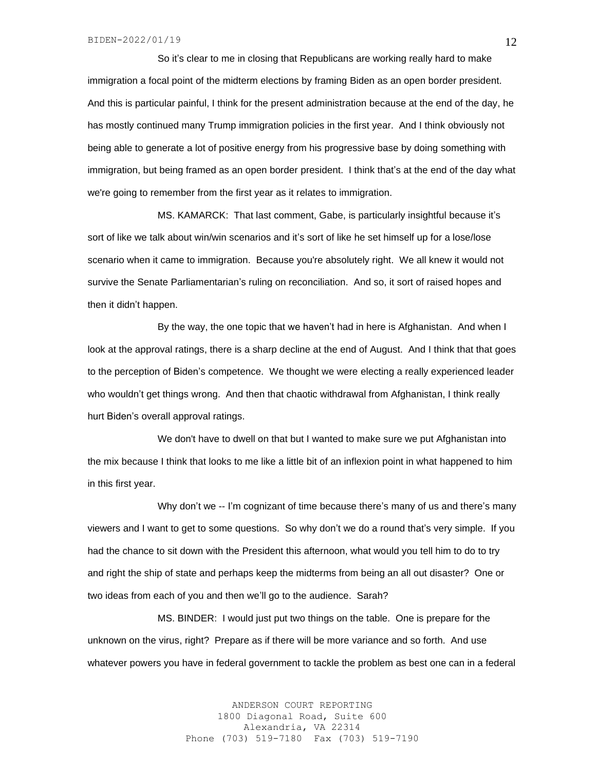So it's clear to me in closing that Republicans are working really hard to make immigration a focal point of the midterm elections by framing Biden as an open border president. And this is particular painful, I think for the present administration because at the end of the day, he has mostly continued many Trump immigration policies in the first year. And I think obviously not being able to generate a lot of positive energy from his progressive base by doing something with immigration, but being framed as an open border president. I think that's at the end of the day what we're going to remember from the first year as it relates to immigration.

MS. KAMARCK: That last comment, Gabe, is particularly insightful because it's sort of like we talk about win/win scenarios and it's sort of like he set himself up for a lose/lose scenario when it came to immigration. Because you're absolutely right. We all knew it would not survive the Senate Parliamentarian's ruling on reconciliation. And so, it sort of raised hopes and then it didn't happen.

By the way, the one topic that we haven't had in here is Afghanistan. And when I look at the approval ratings, there is a sharp decline at the end of August. And I think that that goes to the perception of Biden's competence. We thought we were electing a really experienced leader who wouldn't get things wrong. And then that chaotic withdrawal from Afghanistan, I think really hurt Biden's overall approval ratings.

We don't have to dwell on that but I wanted to make sure we put Afghanistan into the mix because I think that looks to me like a little bit of an inflexion point in what happened to him in this first year.

Why don't we -- I'm cognizant of time because there's many of us and there's many viewers and I want to get to some questions. So why don't we do a round that's very simple. If you had the chance to sit down with the President this afternoon, what would you tell him to do to try and right the ship of state and perhaps keep the midterms from being an all out disaster? One or two ideas from each of you and then we'll go to the audience. Sarah?

MS. BINDER: I would just put two things on the table. One is prepare for the unknown on the virus, right? Prepare as if there will be more variance and so forth. And use whatever powers you have in federal government to tackle the problem as best one can in a federal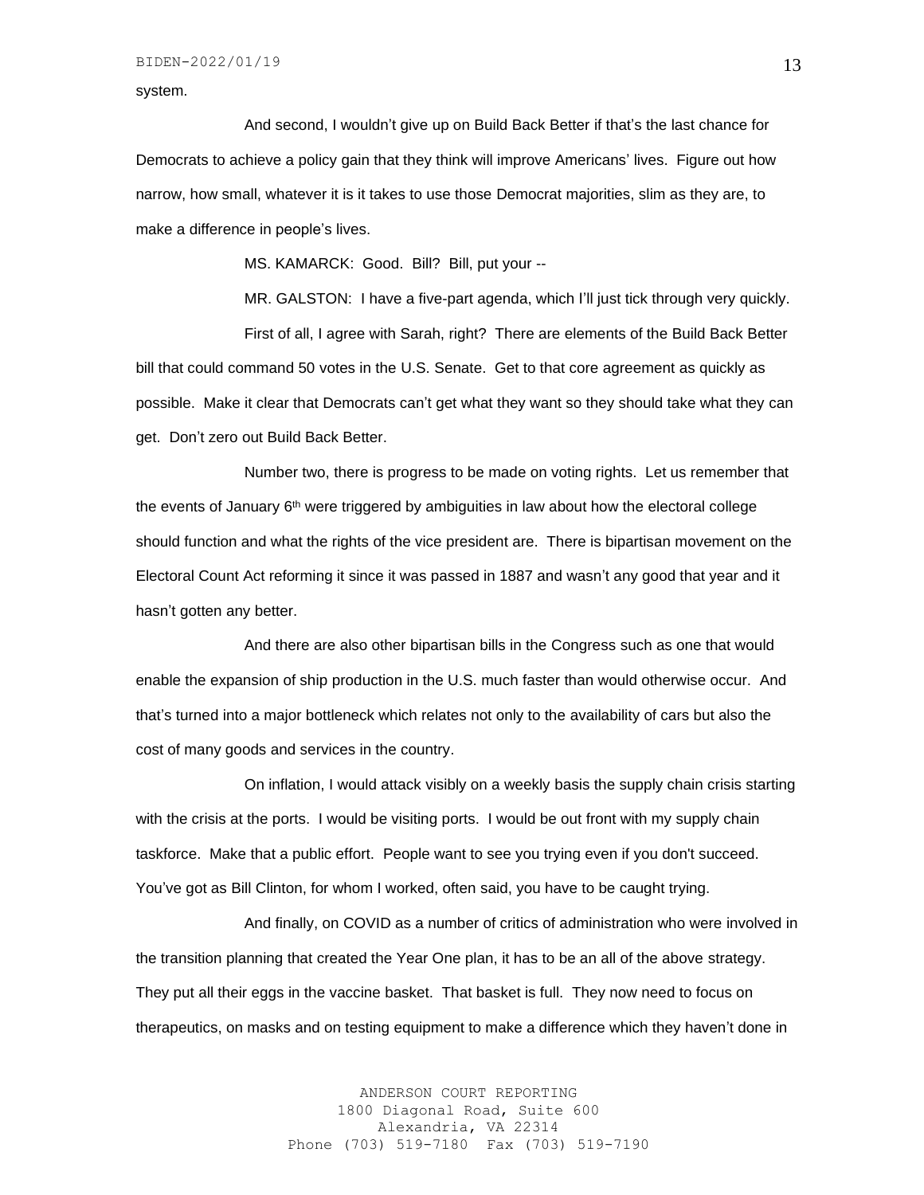system.

And second, I wouldn't give up on Build Back Better if that's the last chance for Democrats to achieve a policy gain that they think will improve Americans' lives. Figure out how narrow, how small, whatever it is it takes to use those Democrat majorities, slim as they are, to make a difference in people's lives.

MS. KAMARCK: Good. Bill? Bill, put your --

MR. GALSTON: I have a five-part agenda, which I'll just tick through very quickly.

First of all, I agree with Sarah, right? There are elements of the Build Back Better bill that could command 50 votes in the U.S. Senate. Get to that core agreement as quickly as possible. Make it clear that Democrats can't get what they want so they should take what they can get. Don't zero out Build Back Better.

Number two, there is progress to be made on voting rights. Let us remember that the events of January 6th were triggered by ambiguities in law about how the electoral college should function and what the rights of the vice president are. There is bipartisan movement on the Electoral Count Act reforming it since it was passed in 1887 and wasn't any good that year and it hasn't gotten any better.

And there are also other bipartisan bills in the Congress such as one that would enable the expansion of ship production in the U.S. much faster than would otherwise occur. And that's turned into a major bottleneck which relates not only to the availability of cars but also the cost of many goods and services in the country.

On inflation, I would attack visibly on a weekly basis the supply chain crisis starting with the crisis at the ports. I would be visiting ports. I would be out front with my supply chain taskforce. Make that a public effort. People want to see you trying even if you don't succeed. You've got as Bill Clinton, for whom I worked, often said, you have to be caught trying.

And finally, on COVID as a number of critics of administration who were involved in the transition planning that created the Year One plan, it has to be an all of the above strategy. They put all their eggs in the vaccine basket. That basket is full. They now need to focus on therapeutics, on masks and on testing equipment to make a difference which they haven't done in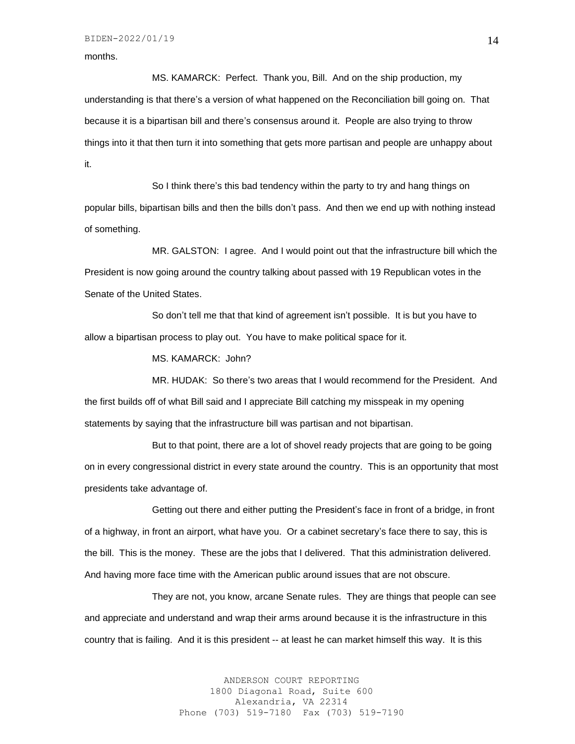months.

MS. KAMARCK: Perfect. Thank you, Bill. And on the ship production, my understanding is that there's a version of what happened on the Reconciliation bill going on. That because it is a bipartisan bill and there's consensus around it. People are also trying to throw things into it that then turn it into something that gets more partisan and people are unhappy about it.

So I think there's this bad tendency within the party to try and hang things on popular bills, bipartisan bills and then the bills don't pass. And then we end up with nothing instead of something.

MR. GALSTON: I agree. And I would point out that the infrastructure bill which the President is now going around the country talking about passed with 19 Republican votes in the Senate of the United States.

So don't tell me that that kind of agreement isn't possible. It is but you have to allow a bipartisan process to play out. You have to make political space for it.

MS. KAMARCK: John?

MR. HUDAK: So there's two areas that I would recommend for the President. And the first builds off of what Bill said and I appreciate Bill catching my misspeak in my opening statements by saying that the infrastructure bill was partisan and not bipartisan.

But to that point, there are a lot of shovel ready projects that are going to be going on in every congressional district in every state around the country. This is an opportunity that most presidents take advantage of.

Getting out there and either putting the President's face in front of a bridge, in front of a highway, in front an airport, what have you. Or a cabinet secretary's face there to say, this is the bill. This is the money. These are the jobs that I delivered. That this administration delivered. And having more face time with the American public around issues that are not obscure.

They are not, you know, arcane Senate rules. They are things that people can see and appreciate and understand and wrap their arms around because it is the infrastructure in this country that is failing. And it is this president -- at least he can market himself this way. It is this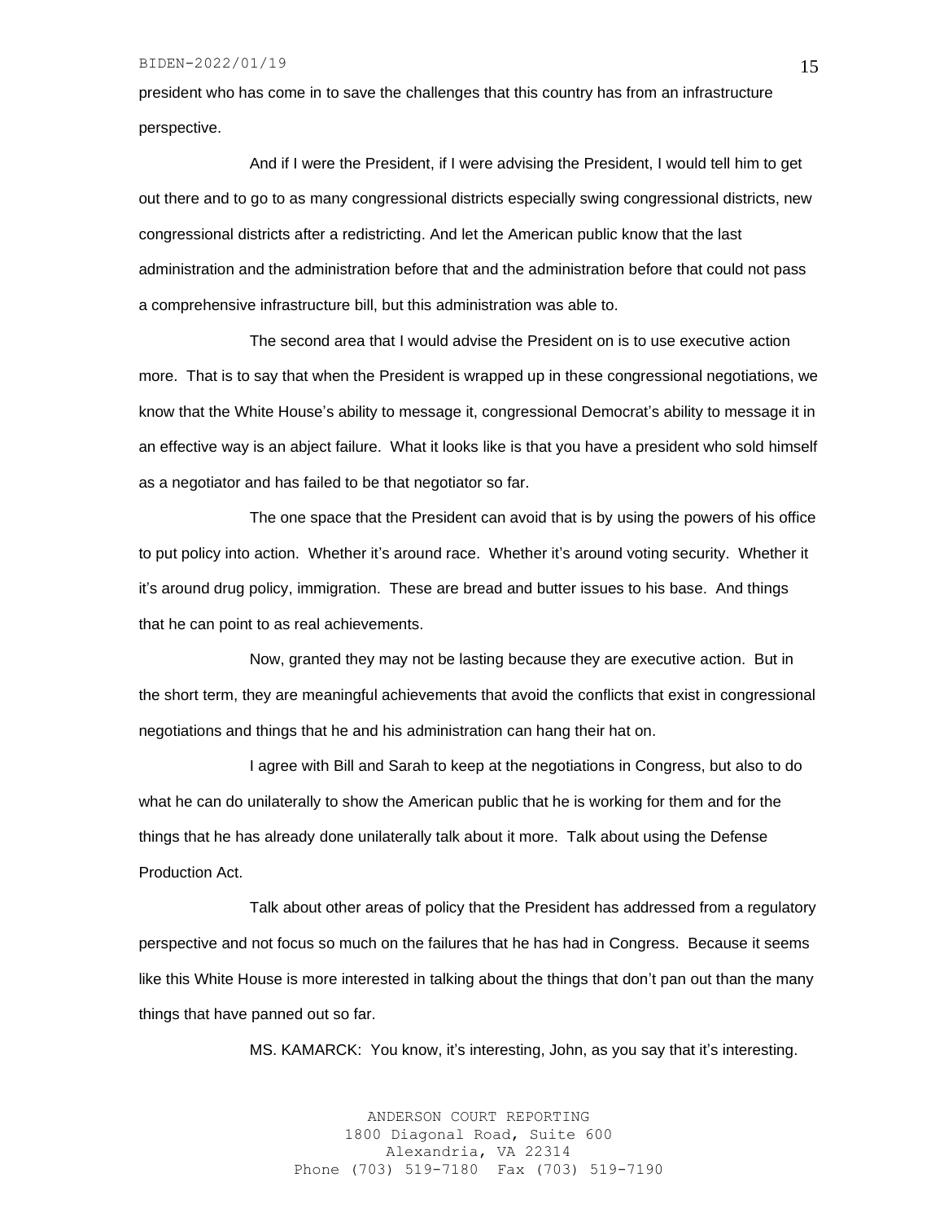president who has come in to save the challenges that this country has from an infrastructure perspective.

And if I were the President, if I were advising the President, I would tell him to get out there and to go to as many congressional districts especially swing congressional districts, new congressional districts after a redistricting. And let the American public know that the last administration and the administration before that and the administration before that could not pass a comprehensive infrastructure bill, but this administration was able to.

The second area that I would advise the President on is to use executive action more. That is to say that when the President is wrapped up in these congressional negotiations, we know that the White House's ability to message it, congressional Democrat's ability to message it in an effective way is an abject failure. What it looks like is that you have a president who sold himself as a negotiator and has failed to be that negotiator so far.

The one space that the President can avoid that is by using the powers of his office to put policy into action. Whether it's around race. Whether it's around voting security. Whether it it's around drug policy, immigration. These are bread and butter issues to his base. And things that he can point to as real achievements.

Now, granted they may not be lasting because they are executive action. But in the short term, they are meaningful achievements that avoid the conflicts that exist in congressional negotiations and things that he and his administration can hang their hat on.

I agree with Bill and Sarah to keep at the negotiations in Congress, but also to do what he can do unilaterally to show the American public that he is working for them and for the things that he has already done unilaterally talk about it more. Talk about using the Defense Production Act.

Talk about other areas of policy that the President has addressed from a regulatory perspective and not focus so much on the failures that he has had in Congress. Because it seems like this White House is more interested in talking about the things that don't pan out than the many things that have panned out so far.

MS. KAMARCK: You know, it's interesting, John, as you say that it's interesting.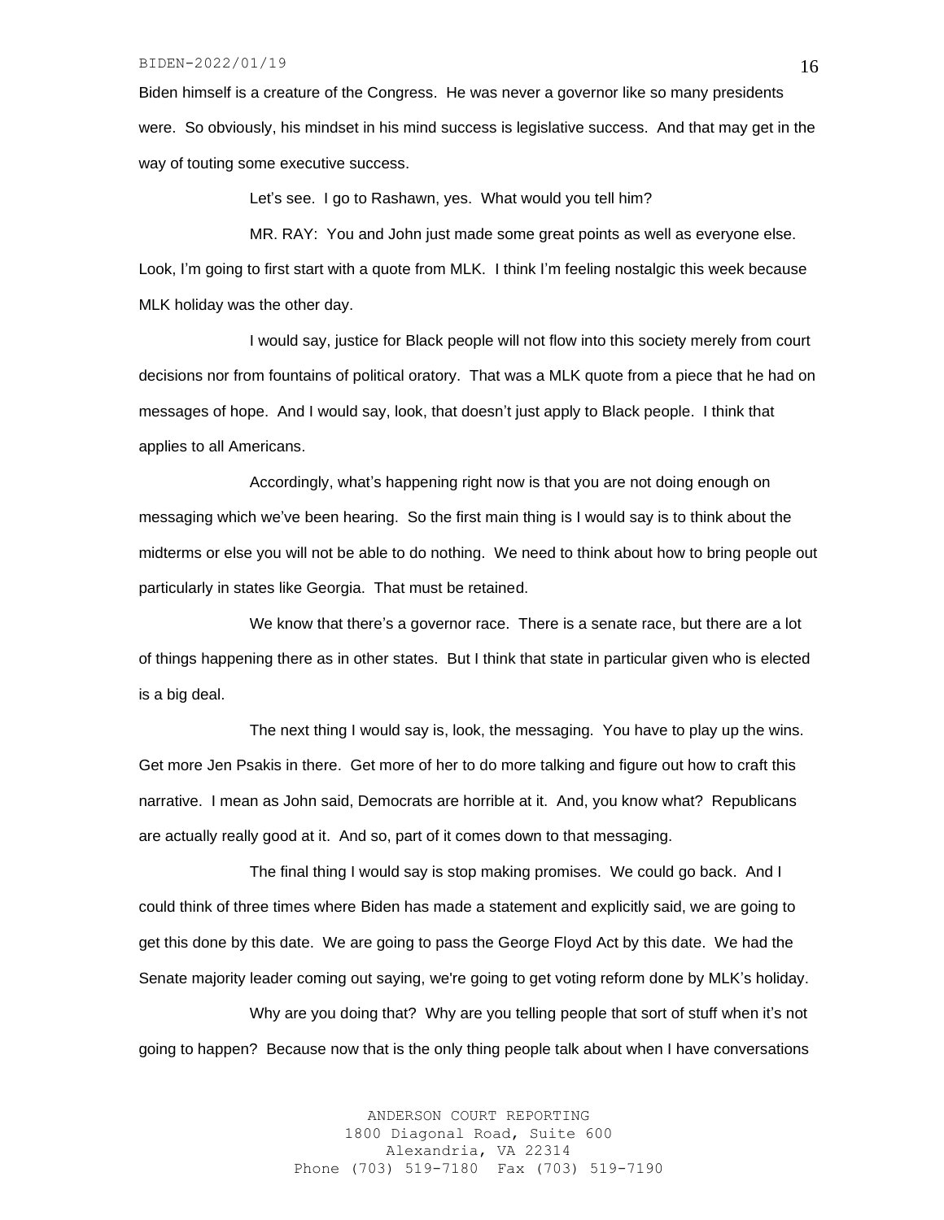Biden himself is a creature of the Congress. He was never a governor like so many presidents were. So obviously, his mindset in his mind success is legislative success. And that may get in the way of touting some executive success.

Let's see. I go to Rashawn, yes. What would you tell him?

MR. RAY: You and John just made some great points as well as everyone else. Look, I'm going to first start with a quote from MLK. I think I'm feeling nostalgic this week because MLK holiday was the other day.

I would say, justice for Black people will not flow into this society merely from court decisions nor from fountains of political oratory. That was a MLK quote from a piece that he had on messages of hope. And I would say, look, that doesn't just apply to Black people. I think that applies to all Americans.

Accordingly, what's happening right now is that you are not doing enough on messaging which we've been hearing. So the first main thing is I would say is to think about the midterms or else you will not be able to do nothing. We need to think about how to bring people out particularly in states like Georgia. That must be retained.

We know that there's a governor race. There is a senate race, but there are a lot of things happening there as in other states. But I think that state in particular given who is elected is a big deal.

The next thing I would say is, look, the messaging. You have to play up the wins. Get more Jen Psakis in there. Get more of her to do more talking and figure out how to craft this narrative. I mean as John said, Democrats are horrible at it. And, you know what? Republicans are actually really good at it. And so, part of it comes down to that messaging.

The final thing I would say is stop making promises. We could go back. And I could think of three times where Biden has made a statement and explicitly said, we are going to get this done by this date. We are going to pass the George Floyd Act by this date. We had the Senate majority leader coming out saying, we're going to get voting reform done by MLK's holiday.

Why are you doing that? Why are you telling people that sort of stuff when it's not going to happen? Because now that is the only thing people talk about when I have conversations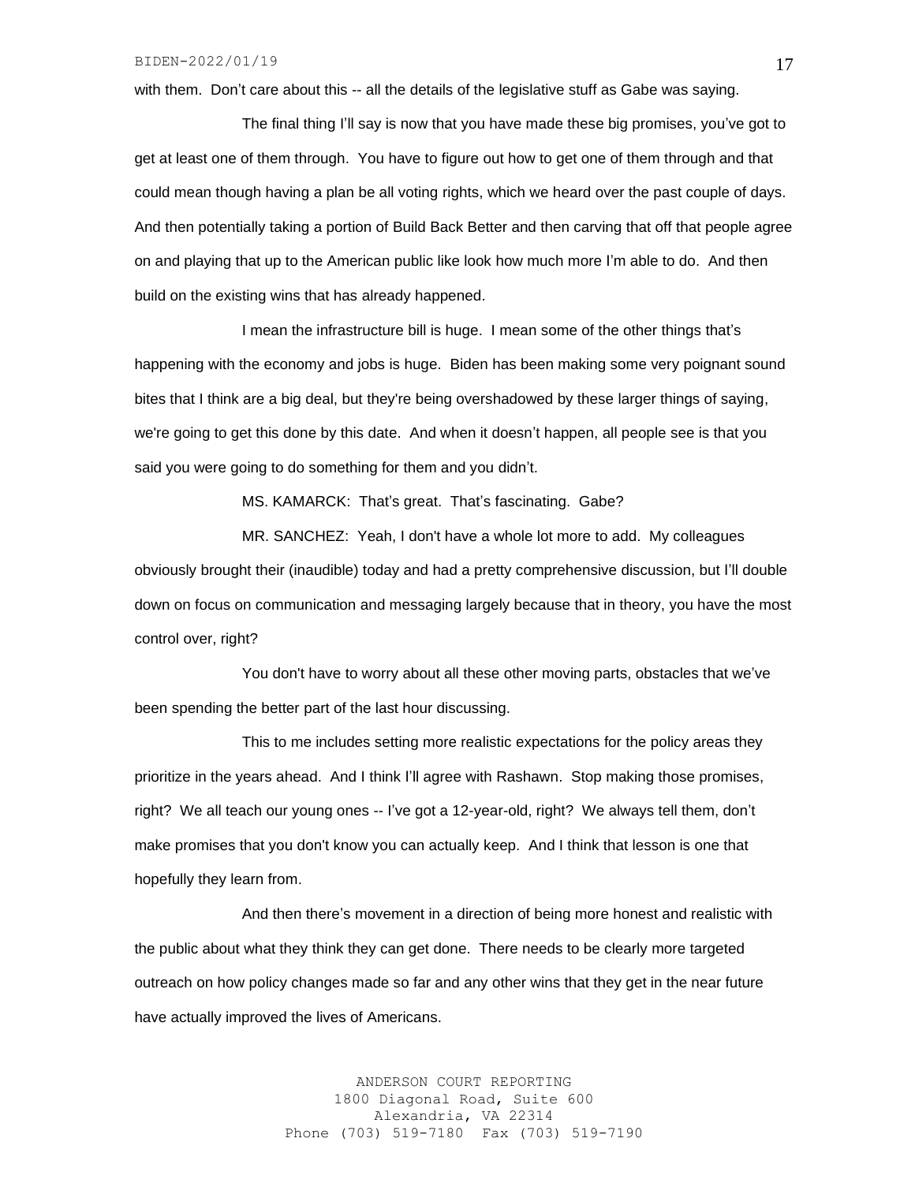with them. Don't care about this -- all the details of the legislative stuff as Gabe was saying.

The final thing I'll say is now that you have made these big promises, you've got to get at least one of them through. You have to figure out how to get one of them through and that could mean though having a plan be all voting rights, which we heard over the past couple of days. And then potentially taking a portion of Build Back Better and then carving that off that people agree on and playing that up to the American public like look how much more I'm able to do. And then build on the existing wins that has already happened.

I mean the infrastructure bill is huge. I mean some of the other things that's happening with the economy and jobs is huge. Biden has been making some very poignant sound bites that I think are a big deal, but they're being overshadowed by these larger things of saying, we're going to get this done by this date. And when it doesn't happen, all people see is that you said you were going to do something for them and you didn't.

MS. KAMARCK: That's great. That's fascinating. Gabe?

MR. SANCHEZ: Yeah, I don't have a whole lot more to add. My colleagues obviously brought their (inaudible) today and had a pretty comprehensive discussion, but I'll double down on focus on communication and messaging largely because that in theory, you have the most control over, right?

You don't have to worry about all these other moving parts, obstacles that we've been spending the better part of the last hour discussing.

This to me includes setting more realistic expectations for the policy areas they prioritize in the years ahead. And I think I'll agree with Rashawn. Stop making those promises, right? We all teach our young ones -- I've got a 12-year-old, right? We always tell them, don't make promises that you don't know you can actually keep. And I think that lesson is one that hopefully they learn from.

And then there's movement in a direction of being more honest and realistic with the public about what they think they can get done. There needs to be clearly more targeted outreach on how policy changes made so far and any other wins that they get in the near future have actually improved the lives of Americans.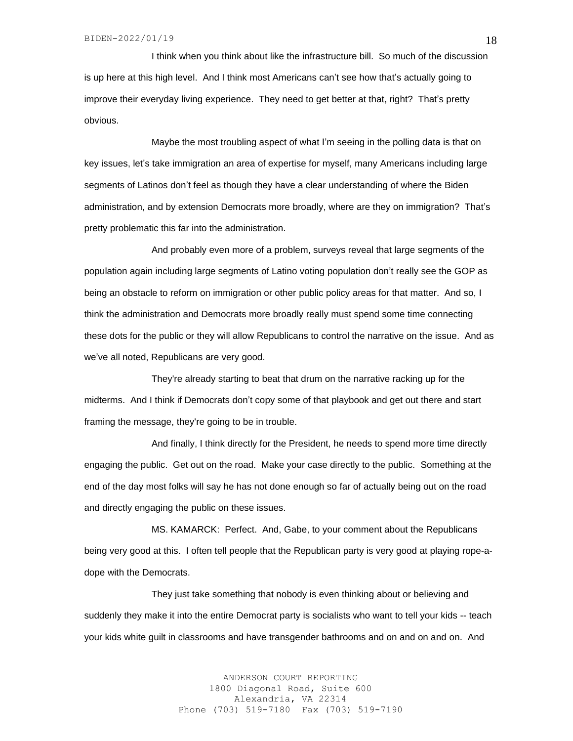I think when you think about like the infrastructure bill. So much of the discussion is up here at this high level. And I think most Americans can't see how that's actually going to improve their everyday living experience. They need to get better at that, right? That's pretty obvious.

Maybe the most troubling aspect of what I'm seeing in the polling data is that on key issues, let's take immigration an area of expertise for myself, many Americans including large segments of Latinos don't feel as though they have a clear understanding of where the Biden administration, and by extension Democrats more broadly, where are they on immigration? That's pretty problematic this far into the administration.

And probably even more of a problem, surveys reveal that large segments of the population again including large segments of Latino voting population don't really see the GOP as being an obstacle to reform on immigration or other public policy areas for that matter. And so, I think the administration and Democrats more broadly really must spend some time connecting these dots for the public or they will allow Republicans to control the narrative on the issue. And as we've all noted, Republicans are very good.

They're already starting to beat that drum on the narrative racking up for the midterms. And I think if Democrats don't copy some of that playbook and get out there and start framing the message, they're going to be in trouble.

And finally, I think directly for the President, he needs to spend more time directly engaging the public. Get out on the road. Make your case directly to the public. Something at the end of the day most folks will say he has not done enough so far of actually being out on the road and directly engaging the public on these issues.

MS. KAMARCK: Perfect. And, Gabe, to your comment about the Republicans being very good at this. I often tell people that the Republican party is very good at playing rope-a-dope with the Democrats.

They just take something that nobody is even thinking about or believing and suddenly they make it into the entire Democrat party is socialists who want to tell your kids -- teach your kids white guilt in classrooms and have transgender bathrooms and on and on and on. And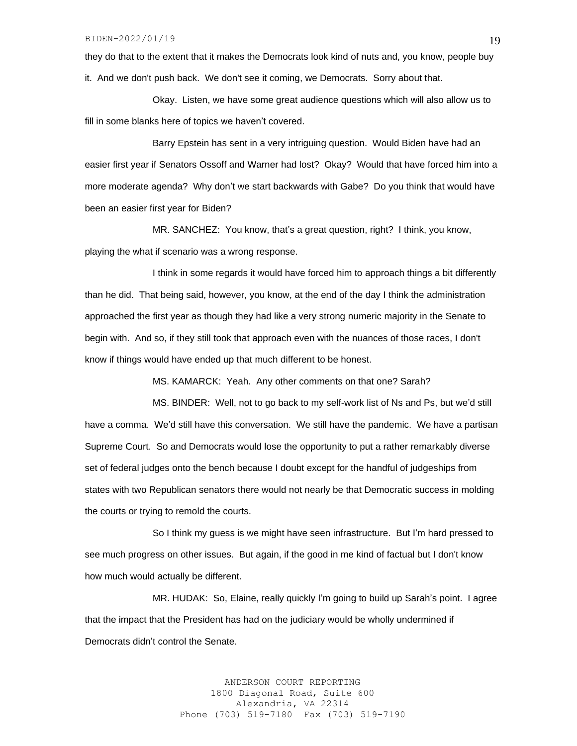they do that to the extent that it makes the Democrats look kind of nuts and, you know, people buy it. And we don't push back. We don't see it coming, we Democrats. Sorry about that.

Okay. Listen, we have some great audience questions which will also allow us to fill in some blanks here of topics we haven't covered.

Barry Epstein has sent in a very intriguing question. Would Biden have had an easier first year if Senators Ossoff and Warner had lost? Okay? Would that have forced him into a more moderate agenda? Why don't we start backwards with Gabe? Do you think that would have been an easier first year for Biden?

MR. SANCHEZ: You know, that's a great question, right? I think, you know, playing the what if scenario was a wrong response.

I think in some regards it would have forced him to approach things a bit differently than he did. That being said, however, you know, at the end of the day I think the administration approached the first year as though they had like a very strong numeric majority in the Senate to begin with. And so, if they still took that approach even with the nuances of those races, I don't know if things would have ended up that much different to be honest.

MS. KAMARCK: Yeah. Any other comments on that one? Sarah?

MS. BINDER: Well, not to go back to my self-work list of Ns and Ps, but we'd still have a comma. We'd still have this conversation. We still have the pandemic. We have a partisan Supreme Court. So and Democrats would lose the opportunity to put a rather remarkably diverse set of federal judges onto the bench because I doubt except for the handful of judgeships from states with two Republican senators there would not nearly be that Democratic success in molding the courts or trying to remold the courts.

So I think my guess is we might have seen infrastructure. But I'm hard pressed to see much progress on other issues. But again, if the good in me kind of factual but I don't know how much would actually be different.

MR. HUDAK: So, Elaine, really quickly I'm going to build up Sarah's point. I agree that the impact that the President has had on the judiciary would be wholly undermined if Democrats didn't control the Senate.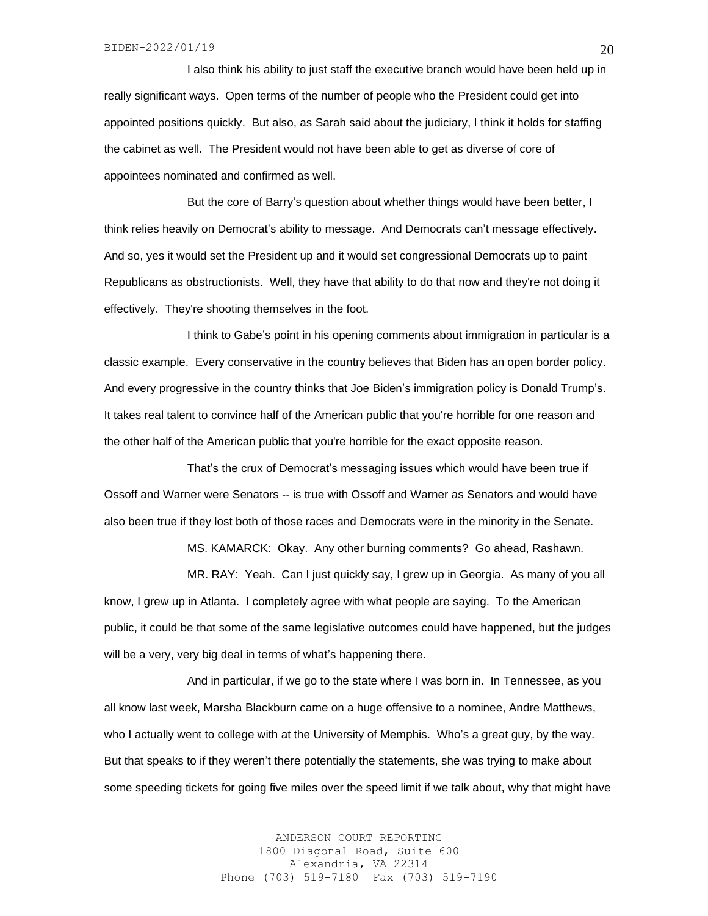I also think his ability to just staff the executive branch would have been held up in really significant ways. Open terms of the number of people who the President could get into appointed positions quickly. But also, as Sarah said about the judiciary, I think it holds for staffing the cabinet as well. The President would not have been able to get as diverse of core of appointees nominated and confirmed as well.

But the core of Barry's question about whether things would have been better, I think relies heavily on Democrat's ability to message. And Democrats can't message effectively. And so, yes it would set the President up and it would set congressional Democrats up to paint Republicans as obstructionists. Well, they have that ability to do that now and they're not doing it effectively. They're shooting themselves in the foot.

I think to Gabe's point in his opening comments about immigration in particular is a classic example. Every conservative in the country believes that Biden has an open border policy. And every progressive in the country thinks that Joe Biden's immigration policy is Donald Trump's. It takes real talent to convince half of the American public that you're horrible for one reason and the other half of the American public that you're horrible for the exact opposite reason.

That's the crux of Democrat's messaging issues which would have been true if Ossoff and Warner were Senators -- is true with Ossoff and Warner as Senators and would have also been true if they lost both of those races and Democrats were in the minority in the Senate.

MS. KAMARCK: Okay. Any other burning comments? Go ahead, Rashawn.

MR. RAY: Yeah. Can I just quickly say, I grew up in Georgia. As many of you all know, I grew up in Atlanta. I completely agree with what people are saying. To the American public, it could be that some of the same legislative outcomes could have happened, but the judges will be a very, very big deal in terms of what's happening there.

And in particular, if we go to the state where I was born in. In Tennessee, as you all know last week, Marsha Blackburn came on a huge offensive to a nominee, Andre Matthews, who I actually went to college with at the University of Memphis. Who's a great guy, by the way. But that speaks to if they weren't there potentially the statements, she was trying to make about some speeding tickets for going five miles over the speed limit if we talk about, why that might have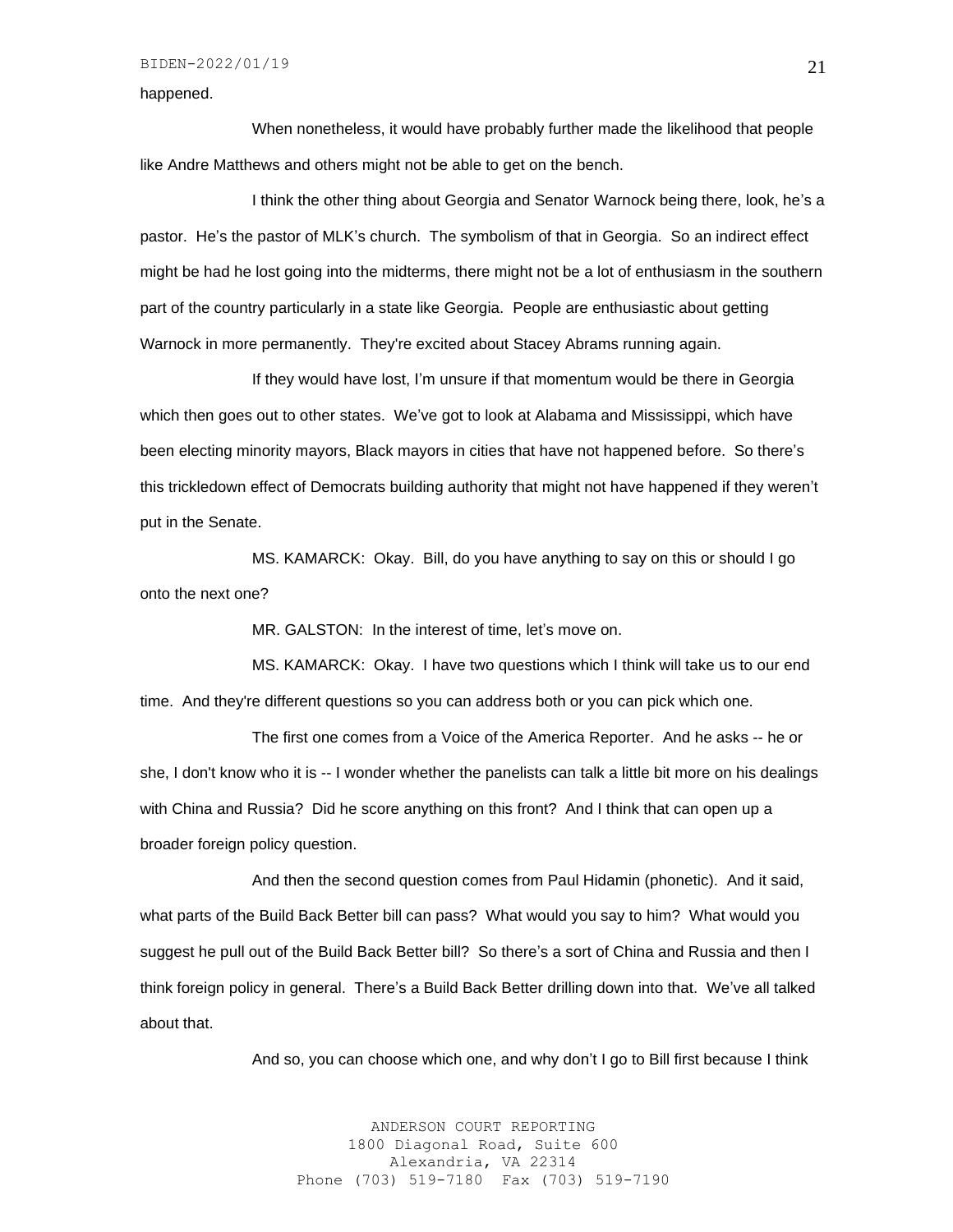happened.

When nonetheless, it would have probably further made the likelihood that people like Andre Matthews and others might not be able to get on the bench.

I think the other thing about Georgia and Senator Warnock being there, look, he's a pastor. He's the pastor of MLK's church. The symbolism of that in Georgia. So an indirect effect might be had he lost going into the midterms, there might not be a lot of enthusiasm in the southern part of the country particularly in a state like Georgia. People are enthusiastic about getting Warnock in more permanently. They're excited about Stacey Abrams running again.

If they would have lost, I'm unsure if that momentum would be there in Georgia which then goes out to other states. We've got to look at Alabama and Mississippi, which have been electing minority mayors, Black mayors in cities that have not happened before. So there's this trickledown effect of Democrats building authority that might not have happened if they weren't put in the Senate.

MS. KAMARCK: Okay. Bill, do you have anything to say on this or should I go onto the next one?

MR. GALSTON: In the interest of time, let's move on.

MS. KAMARCK: Okay. I have two questions which I think will take us to our end time. And they're different questions so you can address both or you can pick which one.

The first one comes from a Voice of the America Reporter. And he asks -- he or she, I don't know who it is -- I wonder whether the panelists can talk a little bit more on his dealings with China and Russia? Did he score anything on this front? And I think that can open up a broader foreign policy question.

And then the second question comes from Paul Hidamin (phonetic). And it said, what parts of the Build Back Better bill can pass? What would you say to him? What would you suggest he pull out of the Build Back Better bill? So there's a sort of China and Russia and then I think foreign policy in general. There's a Build Back Better drilling down into that. We've all talked about that.

And so, you can choose which one, and why don't I go to Bill first because I think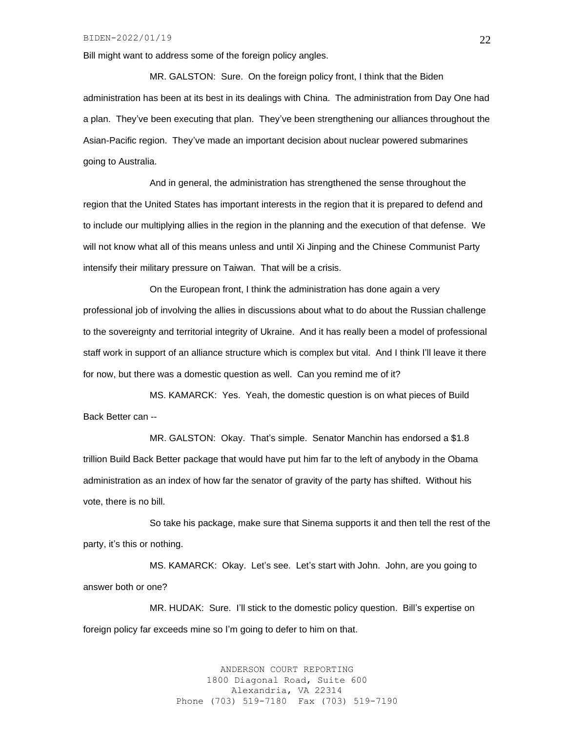Bill might want to address some of the foreign policy angles.

MR. GALSTON: Sure. On the foreign policy front, I think that the Biden administration has been at its best in its dealings with China. The administration from Day One had a plan. They've been executing that plan. They've been strengthening our alliances throughout the Asian-Pacific region. They've made an important decision about nuclear powered submarines going to Australia.

And in general, the administration has strengthened the sense throughout the region that the United States has important interests in the region that it is prepared to defend and to include our multiplying allies in the region in the planning and the execution of that defense. We will not know what all of this means unless and until Xi Jinping and the Chinese Communist Party intensify their military pressure on Taiwan. That will be a crisis.

On the European front, I think the administration has done again a very professional job of involving the allies in discussions about what to do about the Russian challenge to the sovereignty and territorial integrity of Ukraine. And it has really been a model of professional staff work in support of an alliance structure which is complex but vital. And I think I'll leave it there for now, but there was a domestic question as well. Can you remind me of it?

MS. KAMARCK: Yes. Yeah, the domestic question is on what pieces of Build Back Better can --

MR. GALSTON: Okay. That's simple. Senator Manchin has endorsed a $1.8 trillion Build Back Better package that would have put him far to the left of anybody in the Obama administration as an index of how far the senator of gravity of the party has shifted. Without his vote, there is no bill.

So take his package, make sure that Sinema supports it and then tell the rest of the party, it's this or nothing.

MS. KAMARCK: Okay. Let's see. Let's start with John. John, are you going to answer both or one?

MR. HUDAK: Sure. I'll stick to the domestic policy question. Bill's expertise on foreign policy far exceeds mine so I'm going to defer to him on that.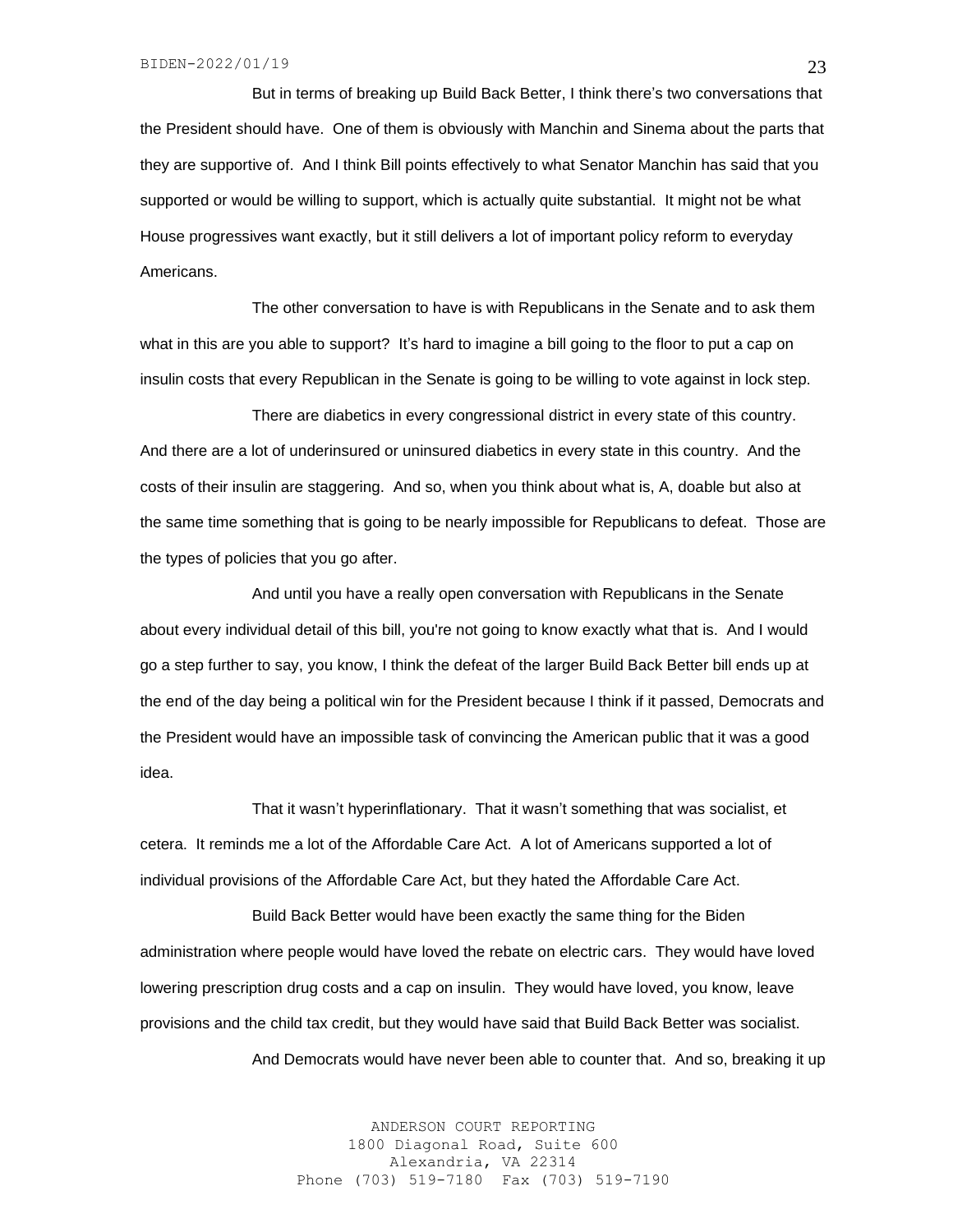But in terms of breaking up Build Back Better, I think there's two conversations that the President should have. One of them is obviously with Manchin and Sinema about the parts that they are supportive of. And I think Bill points effectively to what Senator Manchin has said that you supported or would be willing to support, which is actually quite substantial. It might not be what House progressives want exactly, but it still delivers a lot of important policy reform to everyday Americans.

The other conversation to have is with Republicans in the Senate and to ask them what in this are you able to support? It's hard to imagine a bill going to the floor to put a cap on insulin costs that every Republican in the Senate is going to be willing to vote against in lock step.

There are diabetics in every congressional district in every state of this country. And there are a lot of underinsured or uninsured diabetics in every state in this country. And the costs of their insulin are staggering. And so, when you think about what is, A, doable but also at the same time something that is going to be nearly impossible for Republicans to defeat. Those are the types of policies that you go after.

And until you have a really open conversation with Republicans in the Senate about every individual detail of this bill, you're not going to know exactly what that is. And I would go a step further to say, you know, I think the defeat of the larger Build Back Better bill ends up at the end of the day being a political win for the President because I think if it passed, Democrats and the President would have an impossible task of convincing the American public that it was a good idea.

That it wasn't hyperinflationary. That it wasn't something that was socialist, et cetera. It reminds me a lot of the Affordable Care Act. A lot of Americans supported a lot of individual provisions of the Affordable Care Act, but they hated the Affordable Care Act.

Build Back Better would have been exactly the same thing for the Biden administration where people would have loved the rebate on electric cars. They would have loved lowering prescription drug costs and a cap on insulin. They would have loved, you know, leave provisions and the child tax credit, but they would have said that Build Back Better was socialist.

And Democrats would have never been able to counter that. And so, breaking it up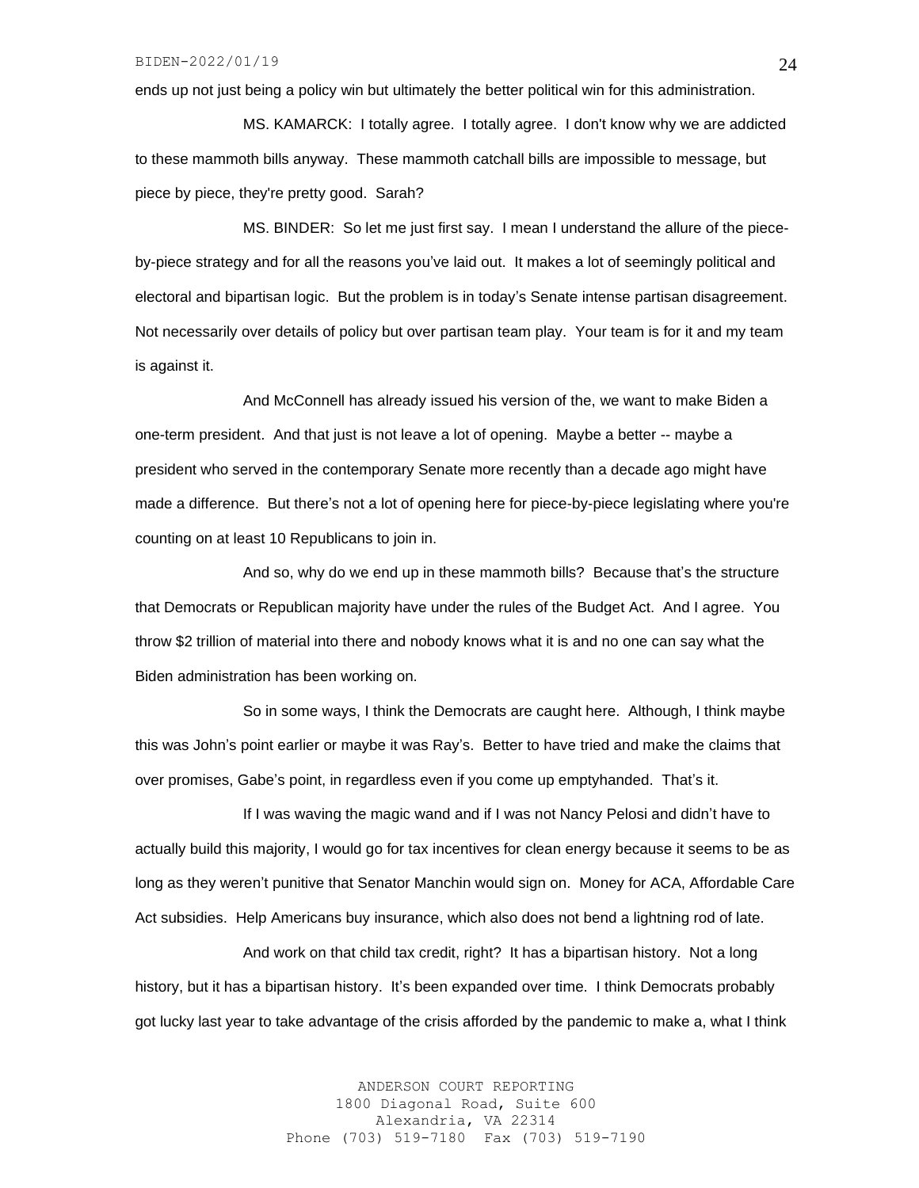ends up not just being a policy win but ultimately the better political win for this administration.

MS. KAMARCK: I totally agree. I totally agree. I don't know why we are addicted to these mammoth bills anyway. These mammoth catchall bills are impossible to message, but piece by piece, they're pretty good. Sarah?

MS. BINDER: So let me just first say. I mean I understand the allure of the piece-by-piece strategy and for all the reasons you've laid out. It makes a lot of seemingly political and electoral and bipartisan logic. But the problem is in today's Senate intense partisan disagreement. Not necessarily over details of policy but over partisan team play. Your team is for it and my team is against it.

And McConnell has already issued his version of the, we want to make Biden a one-term president. And that just is not leave a lot of opening. Maybe a better -- maybe a president who served in the contemporary Senate more recently than a decade ago might have made a difference. But there's not a lot of opening here for piece-by-piece legislating where you're counting on at least 10 Republicans to join in.

And so, why do we end up in these mammoth bills? Because that's the structure that Democrats or Republican majority have under the rules of the Budget Act. And I agree. You throw $2 trillion of material into there and nobody knows what it is and no one can say what the Biden administration has been working on.

So in some ways, I think the Democrats are caught here. Although, I think maybe this was John's point earlier or maybe it was Ray's. Better to have tried and make the claims that over promises, Gabe's point, in regardless even if you come up emptyhanded. That's it.

If I was waving the magic wand and if I was not Nancy Pelosi and didn't have to actually build this majority, I would go for tax incentives for clean energy because it seems to be as long as they weren't punitive that Senator Manchin would sign on. Money for ACA, Affordable Care Act subsidies. Help Americans buy insurance, which also does not bend a lightning rod of late.

And work on that child tax credit, right? It has a bipartisan history. Not a long history, but it has a bipartisan history. It's been expanded over time. I think Democrats probably got lucky last year to take advantage of the crisis afforded by the pandemic to make a, what I think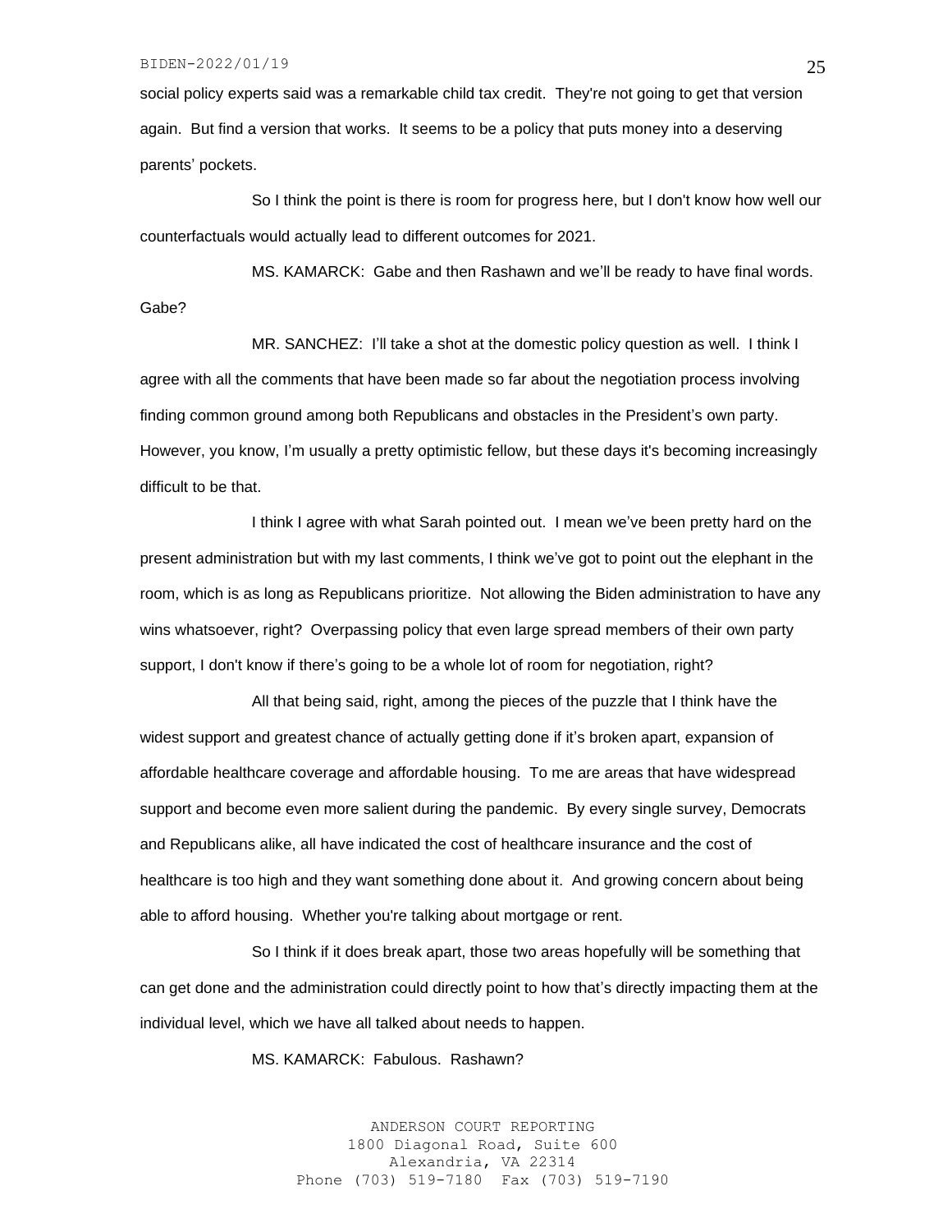social policy experts said was a remarkable child tax credit. They're not going to get that version again. But find a version that works. It seems to be a policy that puts money into a deserving parents' pockets.

So I think the point is there is room for progress here, but I don't know how well our counterfactuals would actually lead to different outcomes for 2021.

MS. KAMARCK: Gabe and then Rashawn and we'll be ready to have final words. Gabe?

MR. SANCHEZ: I'll take a shot at the domestic policy question as well. I think I agree with all the comments that have been made so far about the negotiation process involving finding common ground among both Republicans and obstacles in the President's own party. However, you know, I'm usually a pretty optimistic fellow, but these days it's becoming increasingly difficult to be that.

I think I agree with what Sarah pointed out. I mean we've been pretty hard on the present administration but with my last comments, I think we've got to point out the elephant in the room, which is as long as Republicans prioritize. Not allowing the Biden administration to have any wins whatsoever, right? Overpassing policy that even large spread members of their own party support, I don't know if there's going to be a whole lot of room for negotiation, right?

All that being said, right, among the pieces of the puzzle that I think have the widest support and greatest chance of actually getting done if it's broken apart, expansion of affordable healthcare coverage and affordable housing. To me are areas that have widespread support and become even more salient during the pandemic. By every single survey, Democrats and Republicans alike, all have indicated the cost of healthcare insurance and the cost of healthcare is too high and they want something done about it. And growing concern about being able to afford housing. Whether you're talking about mortgage or rent.

So I think if it does break apart, those two areas hopefully will be something that can get done and the administration could directly point to how that's directly impacting them at the individual level, which we have all talked about needs to happen.

MS. KAMARCK: Fabulous. Rashawn?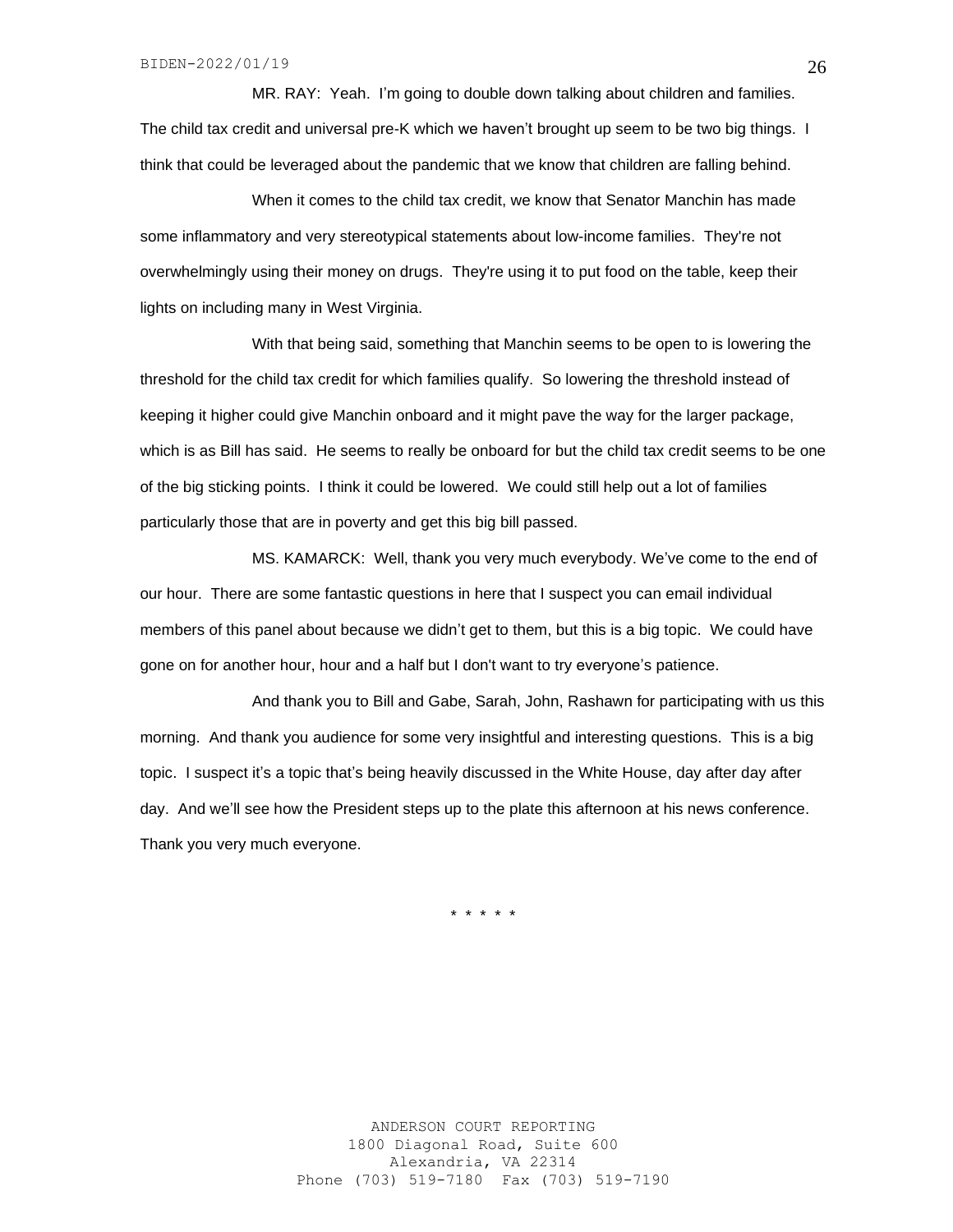MR. RAY: Yeah. I'm going to double down talking about children and families. The child tax credit and universal pre-K which we haven't brought up seem to be two big things. I think that could be leveraged about the pandemic that we know that children are falling behind.

When it comes to the child tax credit, we know that Senator Manchin has made some inflammatory and very stereotypical statements about low-income families. They're not overwhelmingly using their money on drugs. They're using it to put food on the table, keep their lights on including many in West Virginia.

With that being said, something that Manchin seems to be open to is lowering the threshold for the child tax credit for which families qualify. So lowering the threshold instead of keeping it higher could give Manchin onboard and it might pave the way for the larger package, which is as Bill has said. He seems to really be onboard for but the child tax credit seems to be one of the big sticking points. I think it could be lowered. We could still help out a lot of families particularly those that are in poverty and get this big bill passed.

MS. KAMARCK: Well, thank you very much everybody. We've come to the end of our hour. There are some fantastic questions in here that I suspect you can email individual members of this panel about because we didn't get to them, but this is a big topic. We could have gone on for another hour, hour and a half but I don't want to try everyone's patience.

And thank you to Bill and Gabe, Sarah, John, Rashawn for participating with us this morning. And thank you audience for some very insightful and interesting questions. This is a big topic. I suspect it's a topic that's being heavily discussed in the White House, day after day after day. And we'll see how the President steps up to the plate this afternoon at his news conference. Thank you very much everyone.

* * * * *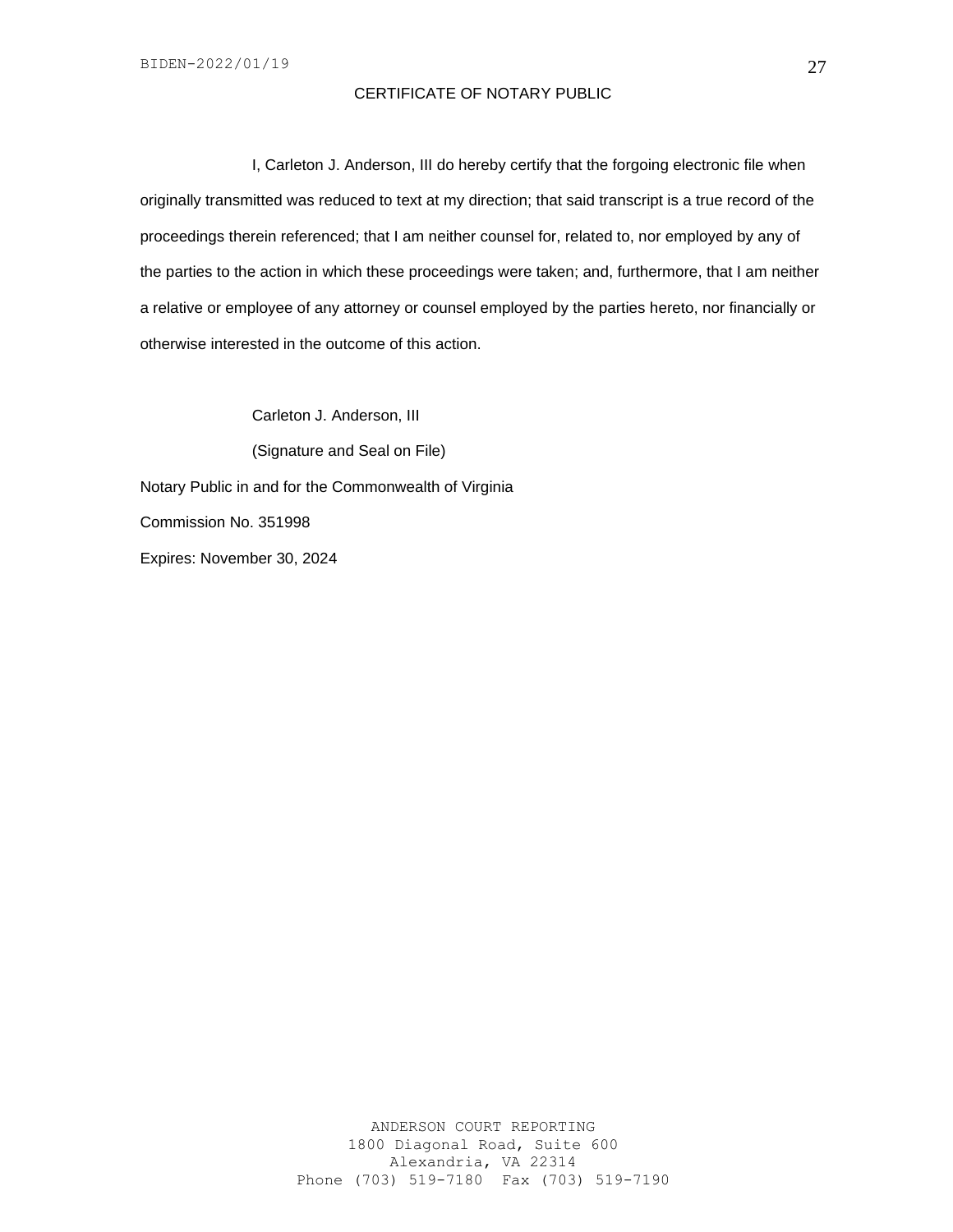## CERTIFICATE OF NOTARY PUBLIC

I, Carleton J. Anderson, III do hereby certify that the forgoing electronic file when originally transmitted was reduced to text at my direction; that said transcript is a true record of the proceedings therein referenced; that I am neither counsel for, related to, nor employed by any of the parties to the action in which these proceedings were taken; and, furthermore, that I am neither a relative or employee of any attorney or counsel employed by the parties hereto, nor financially or otherwise interested in the outcome of this action.

Carleton J. Anderson, III

(Signature and Seal on File)

Notary Public in and for the Commonwealth of Virginia

Commission No. 351998

Expires: November 30, 2024